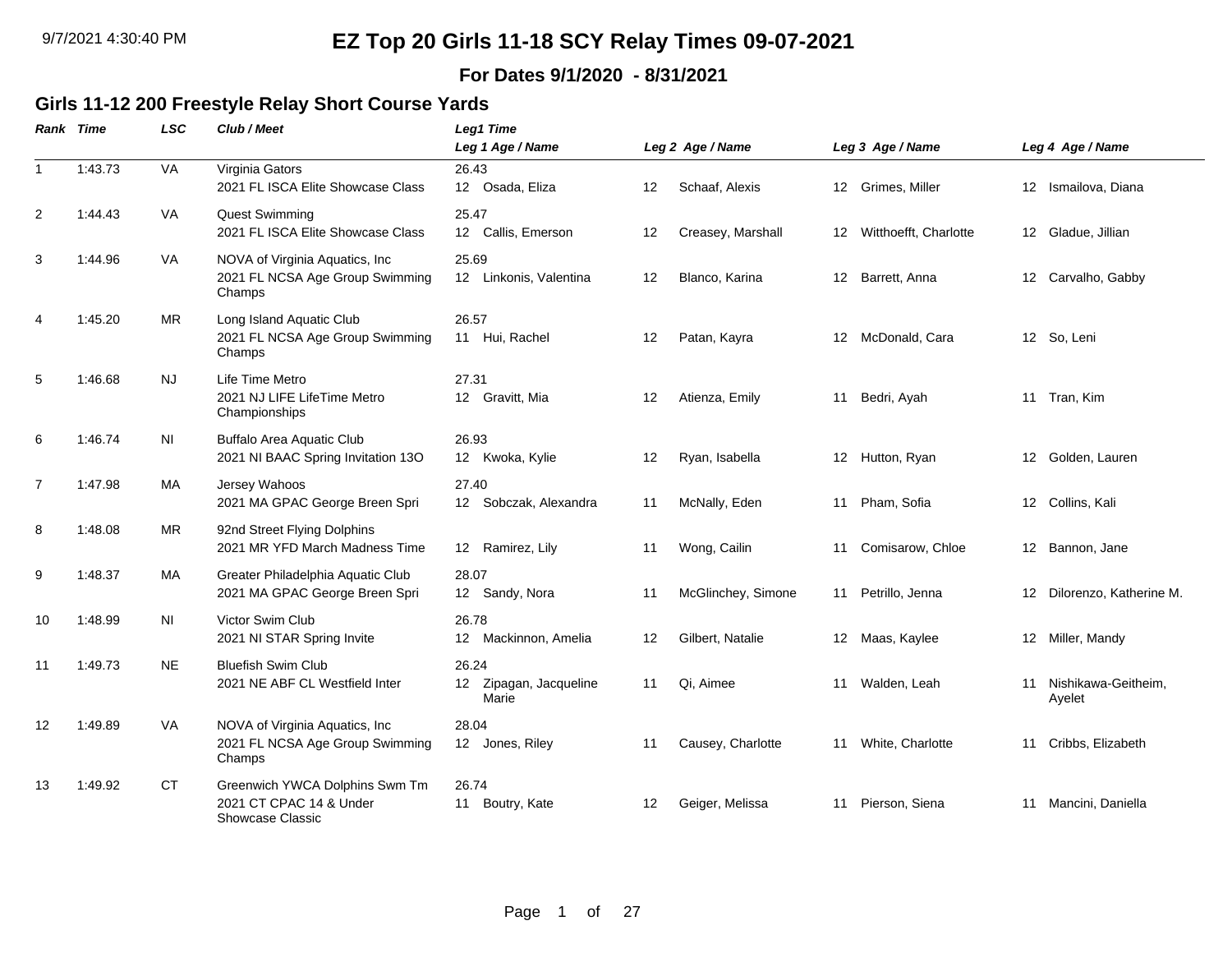9/7/2021 4:30:40 PM

# EZ Top 20 Girls 11-18 SCY Relay Times 09-07-2021

**For Dates 9/1/2020 - 8/31/2021**

## Girls 11-12 200 Freestyle Relay Short Course Yards

| Rank | Time | LSC | Club / Meet | Leg1 Time / Leg 1 Age / Name | Leg 2 Age / Name | Leg 3 Age / Name | Leg 4 Age / Name |
|---|---|---|---|---|---|---|---|
| 1 | 1:43.73 | VA | Virginia Gators<br>2021 FL ISCA Elite Showcase Class | 26.43<br>12 Osada, Eliza | 12 Schaaf, Alexis | 12 Grimes, Miller | 12 Ismailova, Diana |
| 2 | 1:44.43 | VA | Quest Swimming<br>2021 FL ISCA Elite Showcase Class | 25.47<br>12 Callis, Emerson | 12 Creasey, Marshall | 12 Witthoefft, Charlotte | 12 Gladue, Jillian |
| 3 | 1:44.96 | VA | NOVA of Virginia Aquatics, Inc<br>2021 FL NCSA Age Group Swimming Champs | 25.69<br>12 Linkonis, Valentina | 12 Blanco, Karina | 12 Barrett, Anna | 12 Carvalho, Gabby |
| 4 | 1:45.20 | MR | Long Island Aquatic Club<br>2021 FL NCSA Age Group Swimming Champs | 26.57<br>11 Hui, Rachel | 12 Patan, Kayra | 12 McDonald, Cara | 12 So, Leni |
| 5 | 1:46.68 | NJ | Life Time Metro<br>2021 NJ LIFE LifeTime Metro Championships | 27.31<br>12 Gravitt, Mia | 12 Atienza, Emily | 11 Bedri, Ayah | 11 Tran, Kim |
| 6 | 1:46.74 | NI | Buffalo Area Aquatic Club<br>2021 NI BAAC Spring Invitation 13O | 26.93<br>12 Kwoka, Kylie | 12 Ryan, Isabella | 12 Hutton, Ryan | 12 Golden, Lauren |
| 7 | 1:47.98 | MA | Jersey Wahoos<br>2021 MA GPAC George Breen Spri | 27.40<br>12 Sobczak, Alexandra | 11 McNally, Eden | 11 Pham, Sofia | 12 Collins, Kali |
| 8 | 1:48.08 | MR | 92nd Street Flying Dolphins<br>2021 MR YFD March Madness Time | 12 Ramirez, Lily | 11 Wong, Cailin | 11 Comisarow, Chloe | 12 Bannon, Jane |
| 9 | 1:48.37 | MA | Greater Philadelphia Aquatic Club<br>2021 MA GPAC George Breen Spri | 28.07<br>12 Sandy, Nora | 11 McGlinchey, Simone | 11 Petrillo, Jenna | 12 Dilorenzo, Katherine M. |
| 10 | 1:48.99 | NI | Victor Swim Club<br>2021 NI STAR Spring Invite | 26.78<br>12 Mackinnon, Amelia | 12 Gilbert, Natalie | 12 Maas, Kaylee | 12 Miller, Mandy |
| 11 | 1:49.73 | NE | Bluefish Swim Club<br>2021 NE ABF CL Westfield Inter | 26.24<br>12 Zipagan, Jacqueline Marie | 11 Qi, Aimee | 11 Walden, Leah | 11 Nishikawa-Geitheim, Ayelet |
| 12 | 1:49.89 | VA | NOVA of Virginia Aquatics, Inc<br>2021 FL NCSA Age Group Swimming Champs | 28.04<br>12 Jones, Riley | 11 Causey, Charlotte | 11 White, Charlotte | 11 Cribbs, Elizabeth |
| 13 | 1:49.92 | CT | Greenwich YWCA Dolphins Swm Tm<br>2021 CT CPAC 14 & Under Showcase Classic | 26.74<br>11 Boutry, Kate | 12 Geiger, Melissa | 11 Pierson, Siena | 11 Mancini, Daniella |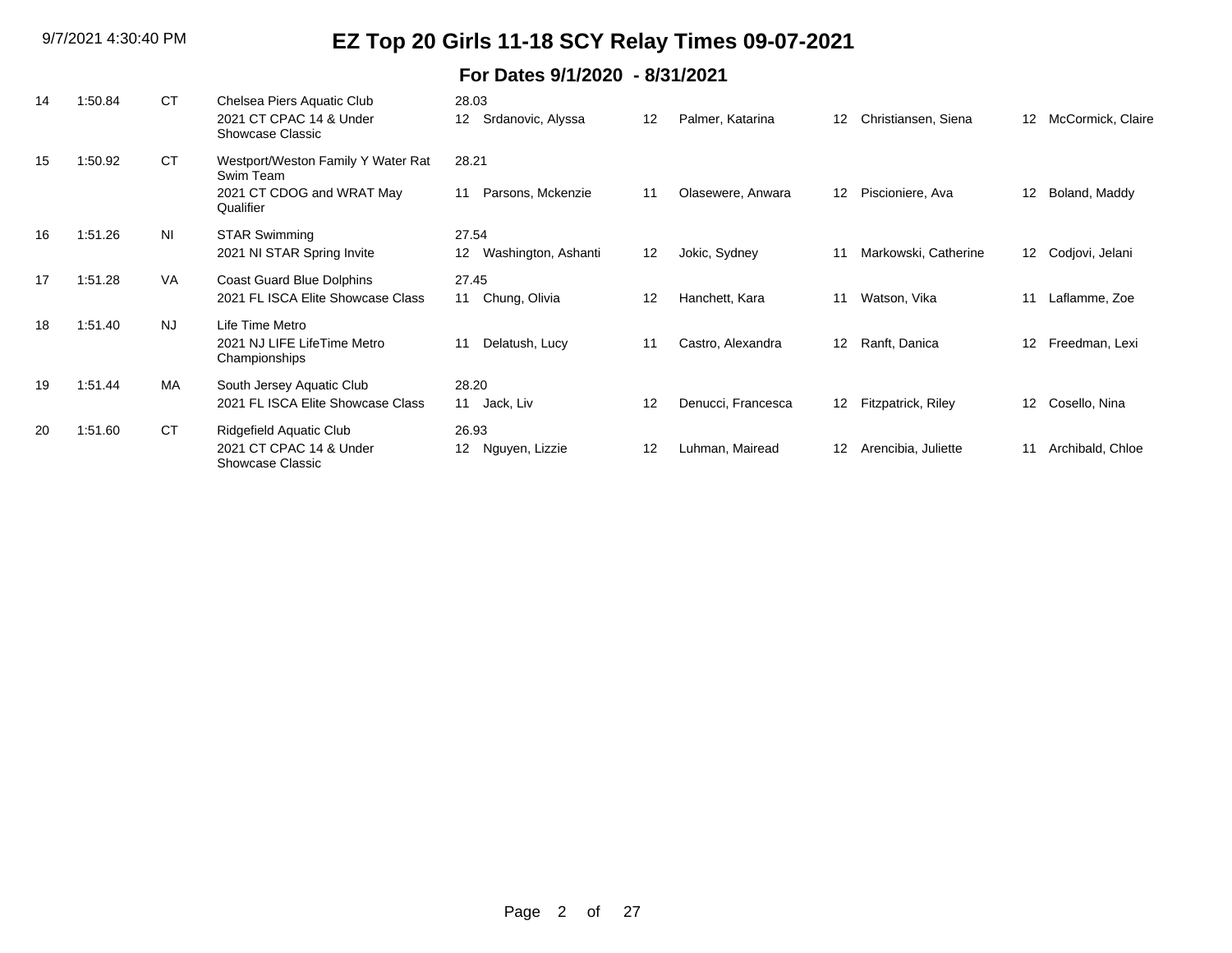# EZ Top 20 Girls 11-18 SCY Relay Times 09-07-2021

## For Dates 9/1/2020 - 8/31/2021

| Rank | Time | LSC | Team / Meet | Split / Swimmer 1 | Swimmer 2 | Swimmer 3 | Swimmer 4 |
|---|---|---|---|---|---|---|---|
| 14 | 1:50.84 | CT | Chelsea Piers Aquatic Club<br>2021 CT CPAC 14 & Under Showcase Classic | 28.03<br>12 Srdanovic, Alyssa | 12 Palmer, Katarina | 12 Christiansen, Siena | 12 McCormick, Claire |
| 15 | 1:50.92 | CT | Westport/Weston Family Y Water Rat Swim Team<br>2021 CT CDOG and WRAT May Qualifier | 28.21<br>11 Parsons, Mckenzie | 11 Olasewere, Anwara | 12 Piscioniere, Ava | 12 Boland, Maddy |
| 16 | 1:51.26 | NI | STAR Swimming<br>2021 NI STAR Spring Invite | 27.54<br>12 Washington, Ashanti | 12 Jokic, Sydney | 11 Markowski, Catherine | 12 Codjovi, Jelani |
| 17 | 1:51.28 | VA | Coast Guard Blue Dolphins<br>2021 FL ISCA Elite Showcase Class | 27.45<br>11 Chung, Olivia | 12 Hanchett, Kara | 11 Watson, Vika | 11 Laflamme, Zoe |
| 18 | 1:51.40 | NJ | Life Time Metro<br>2021 NJ LIFE LifeTime Metro Championships | 11 Delatush, Lucy | 11 Castro, Alexandra | 12 Ranft, Danica | 12 Freedman, Lexi |
| 19 | 1:51.44 | MA | South Jersey Aquatic Club<br>2021 FL ISCA Elite Showcase Class | 28.20<br>11 Jack, Liv | 12 Denucci, Francesca | 12 Fitzpatrick, Riley | 12 Cosello, Nina |
| 20 | 1:51.60 | CT | Ridgefield Aquatic Club<br>2021 CT CPAC 14 & Under Showcase Classic | 26.93<br>12 Nguyen, Lizzie | 12 Luhman, Mairead | 12 Arencibia, Juliette | 11 Archibald, Chloe |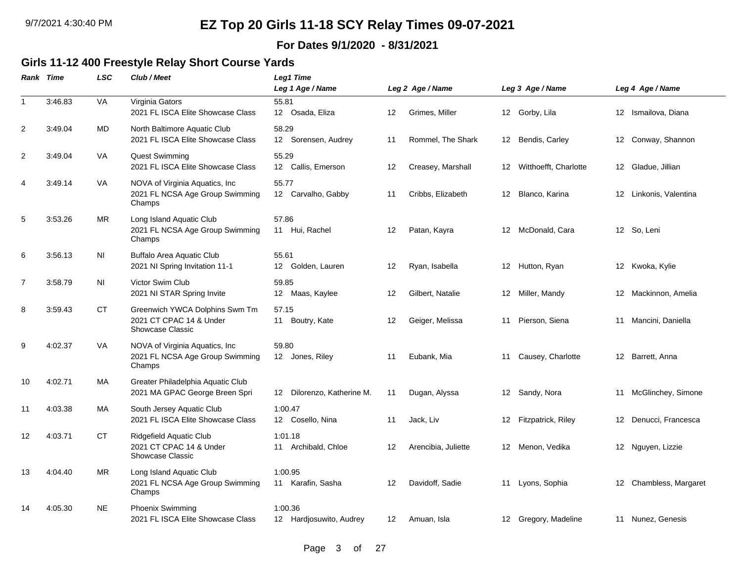# EZ Top 20 Girls 11-18 SCY Relay Times 09-07-2021

**For Dates 9/1/2020 - 8/31/2021**

## Girls 11-12 400 Freestyle Relay Short Course Yards

| Rank | Time | LSC | Club / Meet | Leg1 Time / Leg 1 Age / Name | Leg 2 Age / Name | Leg 3 Age / Name | Leg 4 Age / Name |
|---|---|---|---|---|---|---|---|
| 1 | 3:46.83 | VA | Virginia Gators<br>2021 FL ISCA Elite Showcase Class | 55.81<br>12 Osada, Eliza | 12 Grimes, Miller | 12 Gorby, Lila | 12 Ismailova, Diana |
| 2 | 3:49.04 | MD | North Baltimore Aquatic Club<br>2021 FL ISCA Elite Showcase Class | 58.29<br>12 Sorensen, Audrey | 11 Rommel, The Shark | 12 Bendis, Carley | 12 Conway, Shannon |
| 2 | 3:49.04 | VA | Quest Swimming<br>2021 FL ISCA Elite Showcase Class | 55.29<br>12 Callis, Emerson | 12 Creasey, Marshall | 12 Witthoefft, Charlotte | 12 Gladue, Jillian |
| 4 | 3:49.14 | VA | NOVA of Virginia Aquatics, Inc<br>2021 FL NCSA Age Group Swimming Champs | 55.77<br>12 Carvalho, Gabby | 11 Cribbs, Elizabeth | 12 Blanco, Karina | 12 Linkonis, Valentina |
| 5 | 3:53.26 | MR | Long Island Aquatic Club<br>2021 FL NCSA Age Group Swimming Champs | 57.86<br>11 Hui, Rachel | 12 Patan, Kayra | 12 McDonald, Cara | 12 So, Leni |
| 6 | 3:56.13 | NI | Buffalo Area Aquatic Club<br>2021 NI Spring Invitation 11-1 | 55.61<br>12 Golden, Lauren | 12 Ryan, Isabella | 12 Hutton, Ryan | 12 Kwoka, Kylie |
| 7 | 3:58.79 | NI | Victor Swim Club<br>2021 NI STAR Spring Invite | 59.85<br>12 Maas, Kaylee | 12 Gilbert, Natalie | 12 Miller, Mandy | 12 Mackinnon, Amelia |
| 8 | 3:59.43 | CT | Greenwich YWCA Dolphins Swm Tm<br>2021 CT CPAC 14 & Under Showcase Classic | 57.15<br>11 Boutry, Kate | 12 Geiger, Melissa | 11 Pierson, Siena | 11 Mancini, Daniella |
| 9 | 4:02.37 | VA | NOVA of Virginia Aquatics, Inc<br>2021 FL NCSA Age Group Swimming Champs | 59.80<br>12 Jones, Riley | 11 Eubank, Mia | 11 Causey, Charlotte | 12 Barrett, Anna |
| 10 | 4:02.71 | MA | Greater Philadelphia Aquatic Club<br>2021 MA GPAC George Breen Spri | 12 Dilorenzo, Katherine M. | 11 Dugan, Alyssa | 12 Sandy, Nora | 11 McGlinchey, Simone |
| 11 | 4:03.38 | MA | South Jersey Aquatic Club<br>2021 FL ISCA Elite Showcase Class | 1:00.47<br>12 Cosello, Nina | 11 Jack, Liv | 12 Fitzpatrick, Riley | 12 Denucci, Francesca |
| 12 | 4:03.71 | CT | Ridgefield Aquatic Club<br>2021 CT CPAC 14 & Under Showcase Classic | 1:01.18<br>11 Archibald, Chloe | 12 Arencibia, Juliette | 12 Menon, Vedika | 12 Nguyen, Lizzie |
| 13 | 4:04.40 | MR | Long Island Aquatic Club<br>2021 FL NCSA Age Group Swimming Champs | 1:00.95<br>11 Karafin, Sasha | 12 Davidoff, Sadie | 11 Lyons, Sophia | 12 Chambless, Margaret |
| 14 | 4:05.30 | NE | Phoenix Swimming<br>2021 FL ISCA Elite Showcase Class | 1:00.36<br>12 Hardjosuwito, Audrey | 12 Amuan, Isla | 12 Gregory, Madeline | 11 Nunez, Genesis |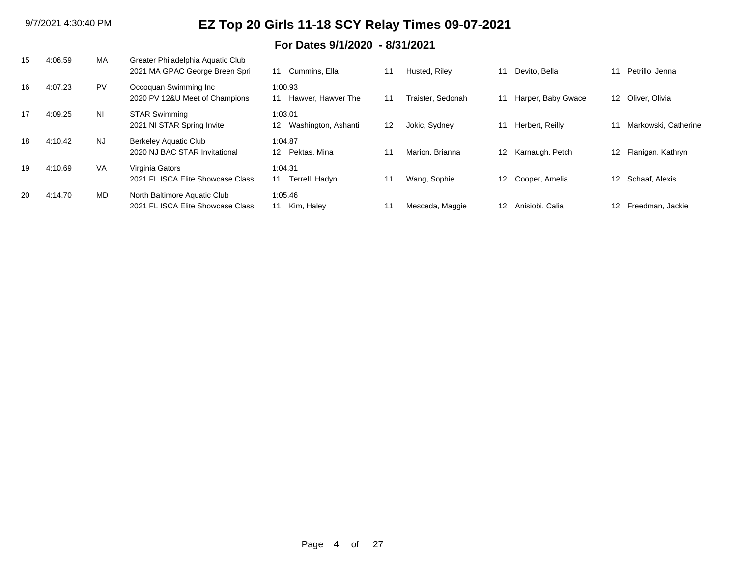# EZ Top 20 Girls 11-18 SCY Relay Times 09-07-2021

## For Dates 9/1/2020 - 8/31/2021

| Rank | Time | LSC | Team / Meet | Swimmer 1 | Swimmer 2 | Swimmer 3 | Swimmer 4 |
|---|---|---|---|---|---|---|---|
| 15 | 4:06.59 | MA | Greater Philadelphia Aquatic Club<br>2021 MA GPAC George Breen Spri | 11 Cummins, Ella | 11 Husted, Riley | 11 Devito, Bella | 11 Petrillo, Jenna |
| 16 | 4:07.23 | PV | Occoquan Swimming Inc<br>2020 PV 12&U Meet of Champions | 1:00.93<br>11 Hawver, Hawver The | 11 Traister, Sedonah | 11 Harper, Baby Gwace | 12 Oliver, Olivia |
| 17 | 4:09.25 | NI | STAR Swimming<br>2021 NI STAR Spring Invite | 1:03.01<br>12 Washington, Ashanti | 12 Jokic, Sydney | 11 Herbert, Reilly | 11 Markowski, Catherine |
| 18 | 4:10.42 | NJ | Berkeley Aquatic Club<br>2020 NJ BAC STAR Invitational | 1:04.87<br>12 Pektas, Mina | 11 Marion, Brianna | 12 Karnaugh, Petch | 12 Flanigan, Kathryn |
| 19 | 4:10.69 | VA | Virginia Gators<br>2021 FL ISCA Elite Showcase Class | 1:04.31<br>11 Terrell, Hadyn | 11 Wang, Sophie | 12 Cooper, Amelia | 12 Schaaf, Alexis |
| 20 | 4:14.70 | MD | North Baltimore Aquatic Club<br>2021 FL ISCA Elite Showcase Class | 1:05.46<br>11 Kim, Haley | 11 Mesceda, Maggie | 12 Anisiobi, Calia | 12 Freedman, Jackie |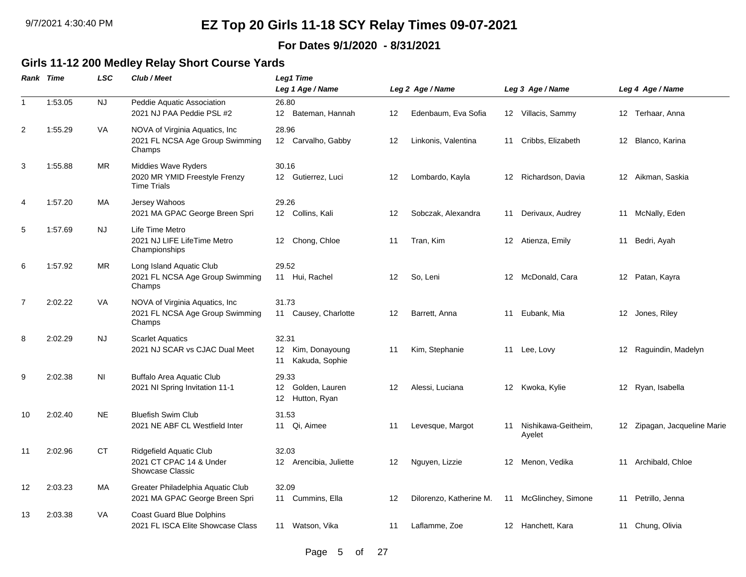# EZ Top 20 Girls 11-18 SCY Relay Times 09-07-2021

**For Dates 9/1/2020 - 8/31/2021**

## Girls 11-12 200 Medley Relay Short Course Yards

| Rank | Time | LSC | Club / Meet | Leg1 Time / Leg 1 Age / Name | Leg 2 Age / Name | Leg 3 Age / Name | Leg 4 Age / Name |
|---|---|---|---|---|---|---|---|
| 1 | 1:53.05 | NJ | Peddie Aquatic Association<br>2021 NJ PAA Peddie PSL #2 | 26.80<br>12 Bateman, Hannah | 12 Edenbaum, Eva Sofia | 12 Villacis, Sammy | 12 Terhaar, Anna |
| 2 | 1:55.29 | VA | NOVA of Virginia Aquatics, Inc<br>2021 FL NCSA Age Group Swimming Champs | 28.96<br>12 Carvalho, Gabby | 12 Linkonis, Valentina | 11 Cribbs, Elizabeth | 12 Blanco, Karina |
| 3 | 1:55.88 | MR | Middies Wave Ryders<br>2020 MR YMID Freestyle Frenzy Time Trials | 30.16<br>12 Gutierrez, Luci | 12 Lombardo, Kayla | 12 Richardson, Davia | 12 Aikman, Saskia |
| 4 | 1:57.20 | MA | Jersey Wahoos<br>2021 MA GPAC George Breen Spri | 29.26<br>12 Collins, Kali | 12 Sobczak, Alexandra | 11 Derivaux, Audrey | 11 McNally, Eden |
| 5 | 1:57.69 | NJ | Life Time Metro<br>2021 NJ LIFE LifeTime Metro Championships | 12 Chong, Chloe | 11 Tran, Kim | 12 Atienza, Emily | 11 Bedri, Ayah |
| 6 | 1:57.92 | MR | Long Island Aquatic Club<br>2021 FL NCSA Age Group Swimming Champs | 29.52<br>11 Hui, Rachel | 12 So, Leni | 12 McDonald, Cara | 12 Patan, Kayra |
| 7 | 2:02.22 | VA | NOVA of Virginia Aquatics, Inc<br>2021 FL NCSA Age Group Swimming Champs | 31.73<br>11 Causey, Charlotte | 12 Barrett, Anna | 11 Eubank, Mia | 12 Jones, Riley |
| 8 | 2:02.29 | NJ | Scarlet Aquatics<br>2021 NJ SCAR vs CJAC Dual Meet | 32.31<br>12 Kim, Donayoung<br>11 Kakuda, Sophie | 11 Kim, Stephanie | 11 Lee, Lovy | 12 Raguindin, Madelyn |
| 9 | 2:02.38 | NI | Buffalo Area Aquatic Club<br>2021 NI Spring Invitation 11-1 | 29.33<br>12 Golden, Lauren<br>12 Hutton, Ryan | 12 Alessi, Luciana | 12 Kwoka, Kylie | 12 Ryan, Isabella |
| 10 | 2:02.40 | NE | Bluefish Swim Club<br>2021 NE ABF CL Westfield Inter | 31.53<br>11 Qi, Aimee | 11 Levesque, Margot | 11 Nishikawa-Geitheim, Ayelet | 12 Zipagan, Jacqueline Marie |
| 11 | 2:02.96 | CT | Ridgefield Aquatic Club<br>2021 CT CPAC 14 & Under Showcase Classic | 32.03<br>12 Arencibia, Juliette | 12 Nguyen, Lizzie | 12 Menon, Vedika | 11 Archibald, Chloe |
| 12 | 2:03.23 | MA | Greater Philadelphia Aquatic Club<br>2021 MA GPAC George Breen Spri | 32.09<br>11 Cummins, Ella | 12 Dilorenzo, Katherine M. | 11 McGlinchey, Simone | 11 Petrillo, Jenna |
| 13 | 2:03.38 | VA | Coast Guard Blue Dolphins<br>2021 FL ISCA Elite Showcase Class | 11 Watson, Vika | 11 Laflamme, Zoe | 12 Hanchett, Kara | 11 Chung, Olivia |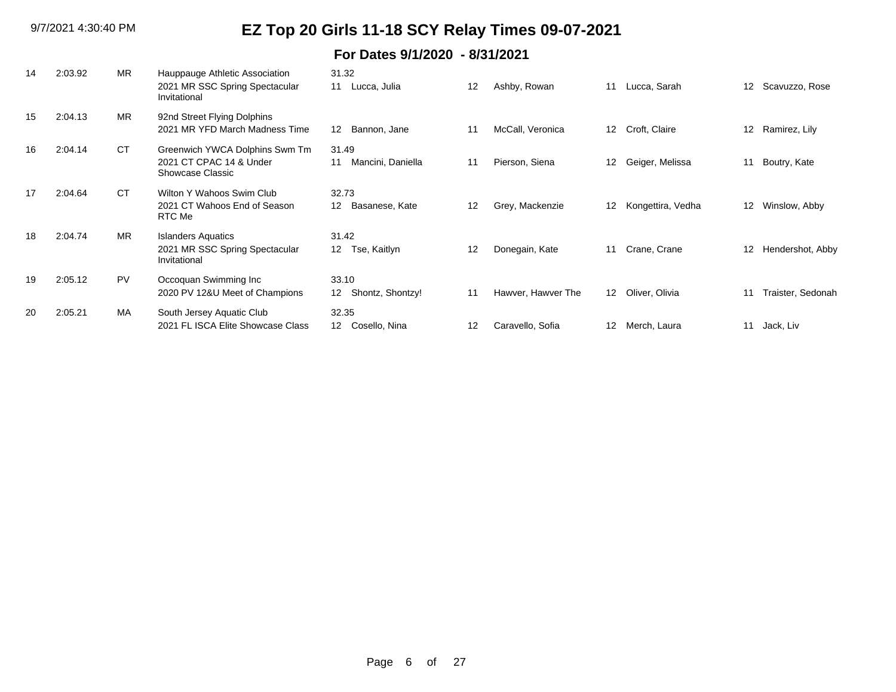# EZ Top 20 Girls 11-18 SCY Relay Times 09-07-2021

## For Dates 9/1/2020 - 8/31/2021

| Rank | Time | LSC | Team / Meet | Split / Age | Swimmer 1 | Age | Swimmer 2 | Age | Swimmer 3 | Age | Swimmer 4 |
|---|---|---|---|---|---|---|---|---|---|---|---|
| 14 | 2:03.92 | MR | Hauppauge Athletic Association<br>2021 MR SSC Spring Spectacular Invitational | 31.32<br>11 | Lucca, Julia | 12 | Ashby, Rowan | 11 | Lucca, Sarah | 12 | Scavuzzo, Rose |
| 15 | 2:04.13 | MR | 92nd Street Flying Dolphins<br>2021 MR YFD March Madness Time | 12 | Bannon, Jane | 11 | McCall, Veronica | 12 | Croft, Claire | 12 | Ramirez, Lily |
| 16 | 2:04.14 | CT | Greenwich YWCA Dolphins Swm Tm<br>2021 CT CPAC 14 & Under Showcase Classic | 31.49<br>11 | Mancini, Daniella | 11 | Pierson, Siena | 12 | Geiger, Melissa | 11 | Boutry, Kate |
| 17 | 2:04.64 | CT | Wilton Y Wahoos Swim Club<br>2021 CT Wahoos End of Season RTC Me | 32.73<br>12 | Basanese, Kate | 12 | Grey, Mackenzie | 12 | Kongettira, Vedha | 12 | Winslow, Abby |
| 18 | 2:04.74 | MR | Islanders Aquatics<br>2021 MR SSC Spring Spectacular Invitational | 31.42<br>12 | Tse, Kaitlyn | 12 | Donegain, Kate | 11 | Crane, Crane | 12 | Hendershot, Abby |
| 19 | 2:05.12 | PV | Occoquan Swimming Inc<br>2020 PV 12&U Meet of Champions | 33.10<br>12 | Shontz, Shontzy! | 11 | Hawver, Hawver The | 12 | Oliver, Olivia | 11 | Traister, Sedonah |
| 20 | 2:05.21 | MA | South Jersey Aquatic Club<br>2021 FL ISCA Elite Showcase Class | 32.35<br>12 | Cosello, Nina | 12 | Caravello, Sofia | 12 | Merch, Laura | 11 | Jack, Liv |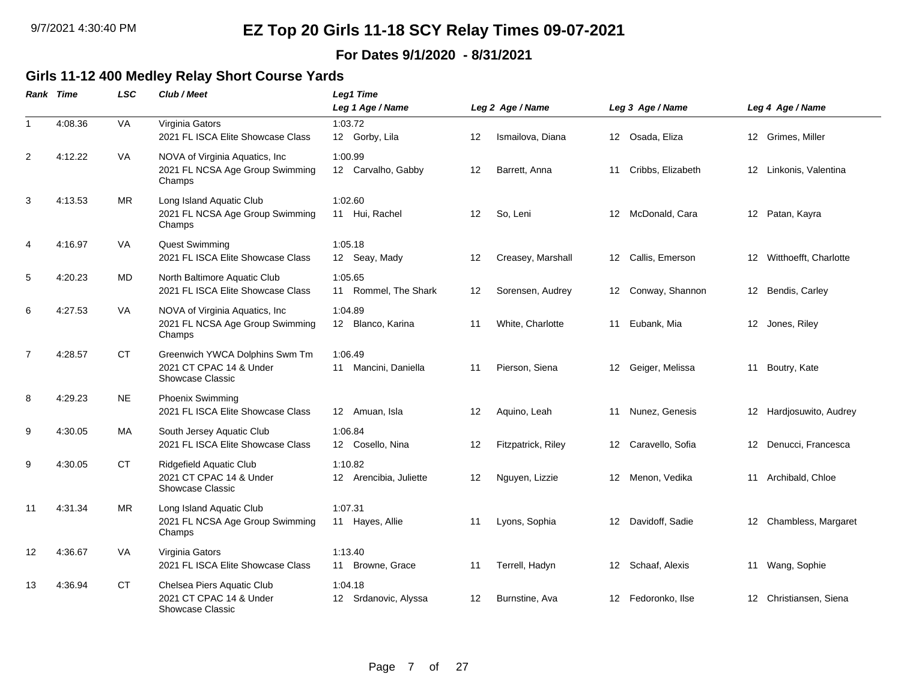# EZ Top 20 Girls 11-18 SCY Relay Times 09-07-2021

**For Dates 9/1/2020 - 8/31/2021**

## Girls 11-12 400 Medley Relay Short Course Yards

| Rank | Time | LSC | Club / Meet | Leg1 Time / Leg 1 Age / Name | Leg 2 Age / Name | Leg 3 Age / Name | Leg 4 Age / Name |
|---|---|---|---|---|---|---|---|
| 1 | 4:08.36 | VA | Virginia Gators<br>2021 FL ISCA Elite Showcase Class | 1:03.72<br>12 Gorby, Lila | 12 Ismailova, Diana | 12 Osada, Eliza | 12 Grimes, Miller |
| 2 | 4:12.22 | VA | NOVA of Virginia Aquatics, Inc<br>2021 FL NCSA Age Group Swimming Champs | 1:00.99<br>12 Carvalho, Gabby | 12 Barrett, Anna | 11 Cribbs, Elizabeth | 12 Linkonis, Valentina |
| 3 | 4:13.53 | MR | Long Island Aquatic Club<br>2021 FL NCSA Age Group Swimming Champs | 1:02.60<br>11 Hui, Rachel | 12 So, Leni | 12 McDonald, Cara | 12 Patan, Kayra |
| 4 | 4:16.97 | VA | Quest Swimming<br>2021 FL ISCA Elite Showcase Class | 1:05.18<br>12 Seay, Mady | 12 Creasey, Marshall | 12 Callis, Emerson | 12 Witthoefft, Charlotte |
| 5 | 4:20.23 | MD | North Baltimore Aquatic Club<br>2021 FL ISCA Elite Showcase Class | 1:05.65<br>11 Rommel, The Shark | 12 Sorensen, Audrey | 12 Conway, Shannon | 12 Bendis, Carley |
| 6 | 4:27.53 | VA | NOVA of Virginia Aquatics, Inc<br>2021 FL NCSA Age Group Swimming Champs | 1:04.89<br>12 Blanco, Karina | 11 White, Charlotte | 11 Eubank, Mia | 12 Jones, Riley |
| 7 | 4:28.57 | CT | Greenwich YWCA Dolphins Swm Tm<br>2021 CT CPAC 14 & Under Showcase Classic | 1:06.49<br>11 Mancini, Daniella | 11 Pierson, Siena | 12 Geiger, Melissa | 11 Boutry, Kate |
| 8 | 4:29.23 | NE | Phoenix Swimming<br>2021 FL ISCA Elite Showcase Class | 12 Amuan, Isla | 12 Aquino, Leah | 11 Nunez, Genesis | 12 Hardjosuwito, Audrey |
| 9 | 4:30.05 | MA | South Jersey Aquatic Club<br>2021 FL ISCA Elite Showcase Class | 1:06.84<br>12 Cosello, Nina | 12 Fitzpatrick, Riley | 12 Caravello, Sofia | 12 Denucci, Francesca |
| 9 | 4:30.05 | CT | Ridgefield Aquatic Club<br>2021 CT CPAC 14 & Under Showcase Classic | 1:10.82<br>12 Arencibia, Juliette | 12 Nguyen, Lizzie | 12 Menon, Vedika | 11 Archibald, Chloe |
| 11 | 4:31.34 | MR | Long Island Aquatic Club<br>2021 FL NCSA Age Group Swimming Champs | 1:07.31<br>11 Hayes, Allie | 11 Lyons, Sophia | 12 Davidoff, Sadie | 12 Chambless, Margaret |
| 12 | 4:36.67 | VA | Virginia Gators<br>2021 FL ISCA Elite Showcase Class | 1:13.40<br>11 Browne, Grace | 11 Terrell, Hadyn | 12 Schaaf, Alexis | 11 Wang, Sophie |
| 13 | 4:36.94 | CT | Chelsea Piers Aquatic Club<br>2021 CT CPAC 14 & Under Showcase Classic | 1:04.18<br>12 Srdanovic, Alyssa | 12 Burnstine, Ava | 12 Fedoronko, Ilse | 12 Christiansen, Siena |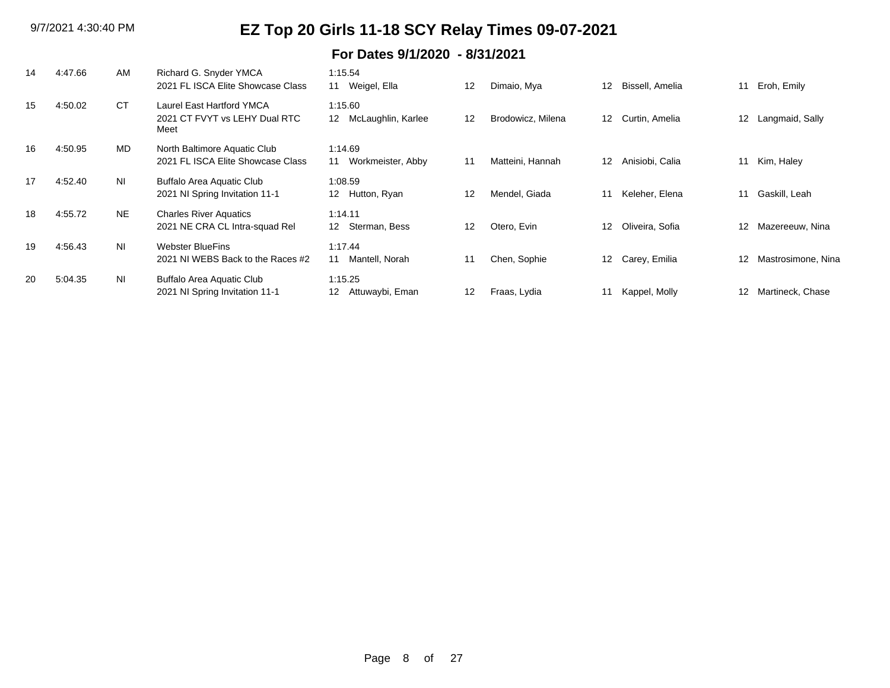# EZ Top 20 Girls 11-18 SCY Relay Times 09-07-2021

## For Dates 9/1/2020 - 8/31/2021

| Rank | Time | LSC | Team / Meet | Lead-off / Swimmer 1 | Age | Swimmer 2 | Age | Swimmer 3 | Age | Swimmer 4 |
|---|---|---|---|---|---|---|---|---|---|---|
| 14 | 4:47.66 | AM | Richard G. Snyder YMCA<br>2021 FL ISCA Elite Showcase Class | 1:15.54<br>11 Weigel, Ella | 12 | Dimaio, Mya | 12 | Bissell, Amelia | 11 | Eroh, Emily |
| 15 | 4:50.02 | CT | Laurel East Hartford YMCA<br>2021 CT FVYT vs LEHY Dual RTC Meet | 1:15.60<br>12 McLaughlin, Karlee | 12 | Brodowicz, Milena | 12 | Curtin, Amelia | 12 | Langmaid, Sally |
| 16 | 4:50.95 | MD | North Baltimore Aquatic Club<br>2021 FL ISCA Elite Showcase Class | 1:14.69<br>11 Workmeister, Abby | 11 | Matteini, Hannah | 12 | Anisiobi, Calia | 11 | Kim, Haley |
| 17 | 4:52.40 | NI | Buffalo Area Aquatic Club<br>2021 NI Spring Invitation 11-1 | 1:08.59<br>12 Hutton, Ryan | 12 | Mendel, Giada | 11 | Keleher, Elena | 11 | Gaskill, Leah |
| 18 | 4:55.72 | NE | Charles River Aquatics<br>2021 NE CRA CL Intra-squad Rel | 1:14.11<br>12 Sterman, Bess | 12 | Otero, Evin | 12 | Oliveira, Sofia | 12 | Mazereeuw, Nina |
| 19 | 4:56.43 | NI | Webster BlueFins<br>2021 NI WEBS Back to the Races #2 | 1:17.44<br>11 Mantell, Norah | 11 | Chen, Sophie | 12 | Carey, Emilia | 12 | Mastrosimone, Nina |
| 20 | 5:04.35 | NI | Buffalo Area Aquatic Club<br>2021 NI Spring Invitation 11-1 | 1:15.25<br>12 Attuwaybi, Eman | 12 | Fraas, Lydia | 11 | Kappel, Molly | 12 | Martineck, Chase |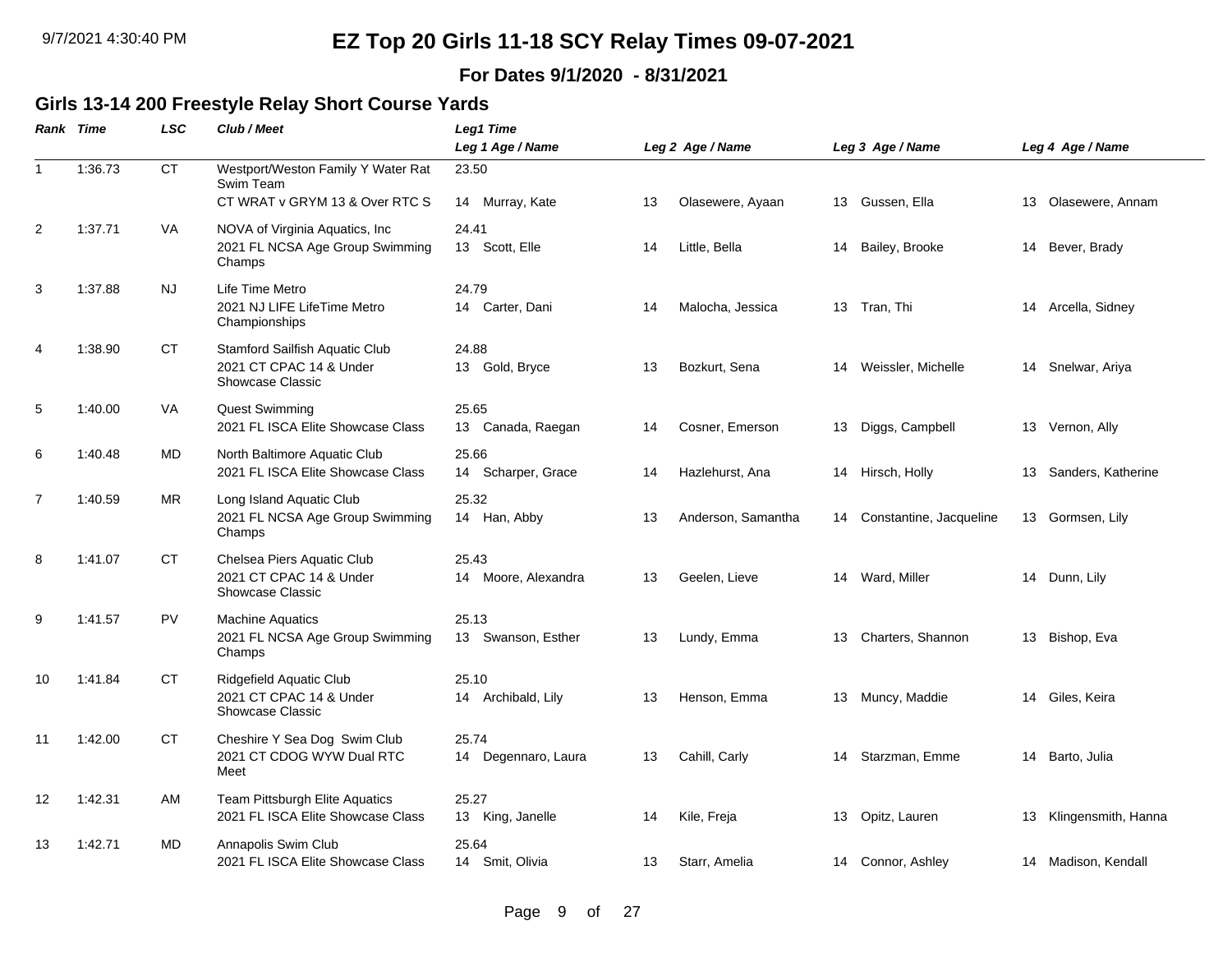# EZ Top 20 Girls 11-18 SCY Relay Times 09-07-2021

**For Dates 9/1/2020 - 8/31/2021**

## Girls 13-14 200 Freestyle Relay Short Course Yards

| Rank | Time | LSC | Club / Meet | Leg1 Time / Leg 1 Age / Name | Leg 2 Age / Name | Leg 3 Age / Name | Leg 4 Age / Name |
|---|---|---|---|---|---|---|---|
| 1 | 1:36.73 | CT | Westport/Weston Family Y Water Rat Swim Team<br>CT WRAT v GRYM 13 & Over RTC S | 23.50<br>14 Murray, Kate | 13 Olasewere, Ayaan | 13 Gussen, Ella | 13 Olasewere, Annam |
| 2 | 1:37.71 | VA | NOVA of Virginia Aquatics, Inc<br>2021 FL NCSA Age Group Swimming Champs | 24.41<br>13 Scott, Elle | 14 Little, Bella | 14 Bailey, Brooke | 14 Bever, Brady |
| 3 | 1:37.88 | NJ | Life Time Metro<br>2021 NJ LIFE LifeTime Metro Championships | 24.79<br>14 Carter, Dani | 14 Malocha, Jessica | 13 Tran, Thi | 14 Arcella, Sidney |
| 4 | 1:38.90 | CT | Stamford Sailfish Aquatic Club<br>2021 CT CPAC 14 & Under Showcase Classic | 24.88<br>13 Gold, Bryce | 13 Bozkurt, Sena | 14 Weissler, Michelle | 14 Snelwar, Ariya |
| 5 | 1:40.00 | VA | Quest Swimming<br>2021 FL ISCA Elite Showcase Class | 25.65<br>13 Canada, Raegan | 14 Cosner, Emerson | 13 Diggs, Campbell | 13 Vernon, Ally |
| 6 | 1:40.48 | MD | North Baltimore Aquatic Club<br>2021 FL ISCA Elite Showcase Class | 25.66<br>14 Scharper, Grace | 14 Hazlehurst, Ana | 14 Hirsch, Holly | 13 Sanders, Katherine |
| 7 | 1:40.59 | MR | Long Island Aquatic Club<br>2021 FL NCSA Age Group Swimming Champs | 25.32<br>14 Han, Abby | 13 Anderson, Samantha | 14 Constantine, Jacqueline | 13 Gormsen, Lily |
| 8 | 1:41.07 | CT | Chelsea Piers Aquatic Club<br>2021 CT CPAC 14 & Under Showcase Classic | 25.43<br>14 Moore, Alexandra | 13 Geelen, Lieve | 14 Ward, Miller | 14 Dunn, Lily |
| 9 | 1:41.57 | PV | Machine Aquatics<br>2021 FL NCSA Age Group Swimming Champs | 25.13<br>13 Swanson, Esther | 13 Lundy, Emma | 13 Charters, Shannon | 13 Bishop, Eva |
| 10 | 1:41.84 | CT | Ridgefield Aquatic Club<br>2021 CT CPAC 14 & Under Showcase Classic | 25.10<br>14 Archibald, Lily | 13 Henson, Emma | 13 Muncy, Maddie | 14 Giles, Keira |
| 11 | 1:42.00 | CT | Cheshire Y Sea Dog Swim Club<br>2021 CT CDOG WYW Dual RTC Meet | 25.74<br>14 Degennaro, Laura | 13 Cahill, Carly | 14 Starzman, Emme | 14 Barto, Julia |
| 12 | 1:42.31 | AM | Team Pittsburgh Elite Aquatics<br>2021 FL ISCA Elite Showcase Class | 25.27<br>13 King, Janelle | 14 Kile, Freja | 13 Opitz, Lauren | 13 Klingensmith, Hanna |
| 13 | 1:42.71 | MD | Annapolis Swim Club<br>2021 FL ISCA Elite Showcase Class | 25.64<br>14 Smit, Olivia | 13 Starr, Amelia | 14 Connor, Ashley | 14 Madison, Kendall |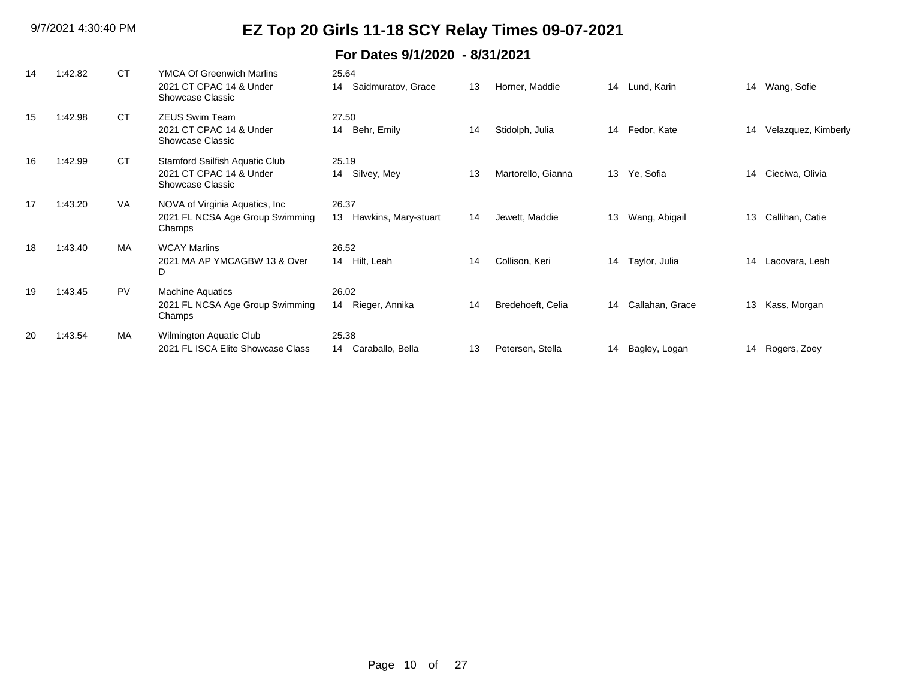# EZ Top 20 Girls 11-18 SCY Relay Times 09-07-2021

## For Dates 9/1/2020 - 8/31/2021

| Rank | Time | LSC | Team / Meet | Split / Age | Swimmer 1 | Age | Swimmer 2 | Age | Swimmer 3 | Age | Swimmer 4 |
|---|---|---|---|---|---|---|---|---|---|---|---|
| 14 | 1:42.82 | CT | YMCA Of Greenwich Marlins<br>2021 CT CPAC 14 & Under Showcase Classic | 25.64<br>14 | Saidmuratov, Grace | 13 | Horner, Maddie | 14 | Lund, Karin | 14 | Wang, Sofie |
| 15 | 1:42.98 | CT | ZEUS Swim Team<br>2021 CT CPAC 14 & Under Showcase Classic | 27.50<br>14 | Behr, Emily | 14 | Stidolph, Julia | 14 | Fedor, Kate | 14 | Velazquez, Kimberly |
| 16 | 1:42.99 | CT | Stamford Sailfish Aquatic Club<br>2021 CT CPAC 14 & Under Showcase Classic | 25.19<br>14 | Silvey, Mey | 13 | Martorello, Gianna | 13 | Ye, Sofia | 14 | Cieciwa, Olivia |
| 17 | 1:43.20 | VA | NOVA of Virginia Aquatics, Inc<br>2021 FL NCSA Age Group Swimming Champs | 26.37<br>13 | Hawkins, Mary-stuart | 14 | Jewett, Maddie | 13 | Wang, Abigail | 13 | Callihan, Catie |
| 18 | 1:43.40 | MA | WCAY Marlins<br>2021 MA AP YMCAGBW 13 & Over D | 26.52<br>14 | Hilt, Leah | 14 | Collison, Keri | 14 | Taylor, Julia | 14 | Lacovara, Leah |
| 19 | 1:43.45 | PV | Machine Aquatics<br>2021 FL NCSA Age Group Swimming Champs | 26.02<br>14 | Rieger, Annika | 14 | Bredehoeft, Celia | 14 | Callahan, Grace | 13 | Kass, Morgan |
| 20 | 1:43.54 | MA | Wilmington Aquatic Club<br>2021 FL ISCA Elite Showcase Class | 25.38<br>14 | Caraballo, Bella | 13 | Petersen, Stella | 14 | Bagley, Logan | 14 | Rogers, Zoey |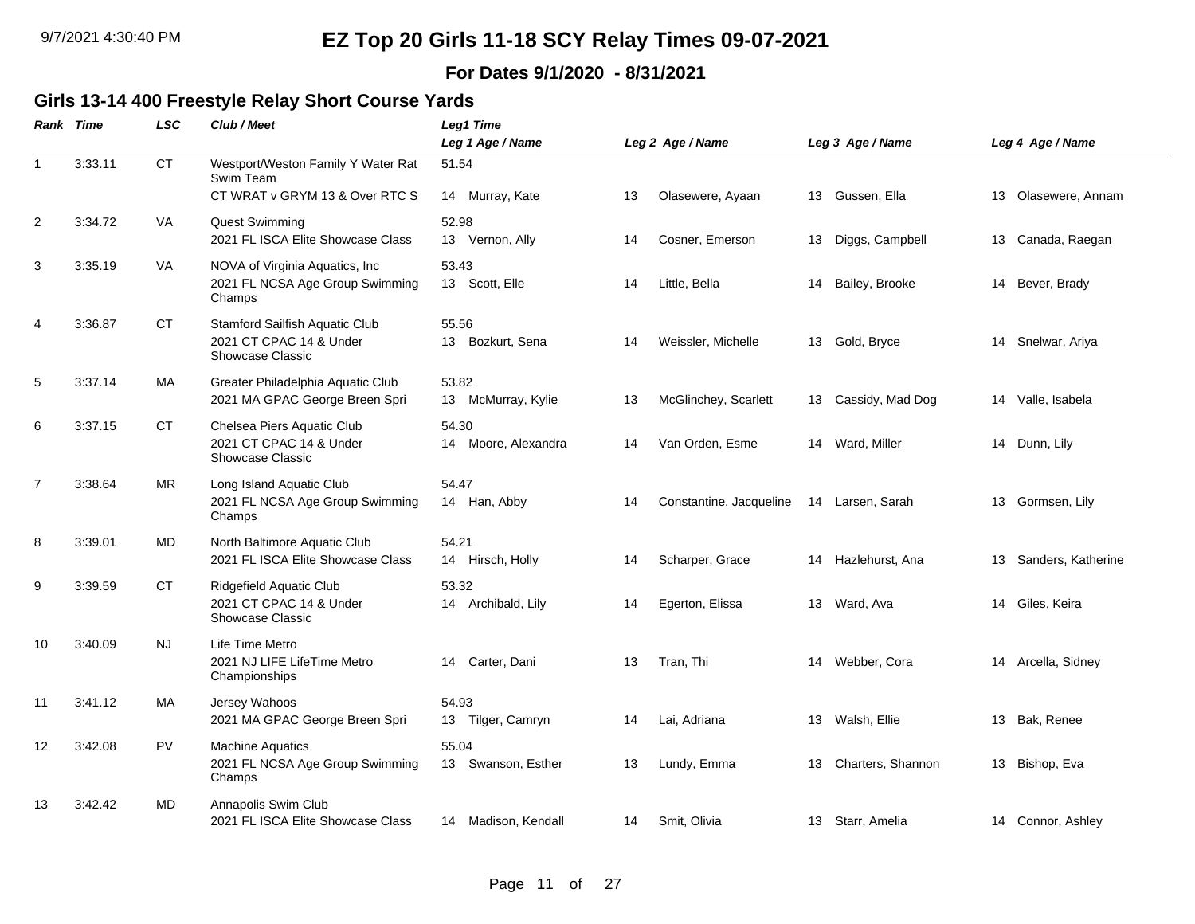# EZ Top 20 Girls 11-18 SCY Relay Times 09-07-2021

**For Dates 9/1/2020 - 8/31/2021**

## Girls 13-14 400 Freestyle Relay Short Course Yards

| Rank | Time | LSC | Club / Meet | Leg1 Time / Leg 1 Age / Name | Leg 2 Age / Name | Leg 3 Age / Name | Leg 4 Age / Name |
|---|---|---|---|---|---|---|---|
| 1 | 3:33.11 | CT | Westport/Weston Family Y Water Rat Swim Team<br>CT WRAT v GRYM 13 & Over RTC S | 51.54<br>14 Murray, Kate | 13 Olasewere, Ayaan | 13 Gussen, Ella | 13 Olasewere, Annam |
| 2 | 3:34.72 | VA | Quest Swimming<br>2021 FL ISCA Elite Showcase Class | 52.98<br>13 Vernon, Ally | 14 Cosner, Emerson | 13 Diggs, Campbell | 13 Canada, Raegan |
| 3 | 3:35.19 | VA | NOVA of Virginia Aquatics, Inc<br>2021 FL NCSA Age Group Swimming Champs | 53.43<br>13 Scott, Elle | 14 Little, Bella | 14 Bailey, Brooke | 14 Bever, Brady |
| 4 | 3:36.87 | CT | Stamford Sailfish Aquatic Club<br>2021 CT CPAC 14 & Under Showcase Classic | 55.56<br>13 Bozkurt, Sena | 14 Weissler, Michelle | 13 Gold, Bryce | 14 Snelwar, Ariya |
| 5 | 3:37.14 | MA | Greater Philadelphia Aquatic Club<br>2021 MA GPAC George Breen Spri | 53.82<br>13 McMurray, Kylie | 13 McGlinchey, Scarlett | 13 Cassidy, Mad Dog | 14 Valle, Isabela |
| 6 | 3:37.15 | CT | Chelsea Piers Aquatic Club<br>2021 CT CPAC 14 & Under Showcase Classic | 54.30<br>14 Moore, Alexandra | 14 Van Orden, Esme | 14 Ward, Miller | 14 Dunn, Lily |
| 7 | 3:38.64 | MR | Long Island Aquatic Club<br>2021 FL NCSA Age Group Swimming Champs | 54.47<br>14 Han, Abby | 14 Constantine, Jacqueline | 14 Larsen, Sarah | 13 Gormsen, Lily |
| 8 | 3:39.01 | MD | North Baltimore Aquatic Club<br>2021 FL ISCA Elite Showcase Class | 54.21<br>14 Hirsch, Holly | 14 Scharper, Grace | 14 Hazlehurst, Ana | 13 Sanders, Katherine |
| 9 | 3:39.59 | CT | Ridgefield Aquatic Club<br>2021 CT CPAC 14 & Under Showcase Classic | 53.32<br>14 Archibald, Lily | 14 Egerton, Elissa | 13 Ward, Ava | 14 Giles, Keira |
| 10 | 3:40.09 | NJ | Life Time Metro<br>2021 NJ LIFE LifeTime Metro Championships | 14 Carter, Dani | 13 Tran, Thi | 14 Webber, Cora | 14 Arcella, Sidney |
| 11 | 3:41.12 | MA | Jersey Wahoos<br>2021 MA GPAC George Breen Spri | 54.93<br>13 Tilger, Camryn | 14 Lai, Adriana | 13 Walsh, Ellie | 13 Bak, Renee |
| 12 | 3:42.08 | PV | Machine Aquatics<br>2021 FL NCSA Age Group Swimming Champs | 55.04<br>13 Swanson, Esther | 13 Lundy, Emma | 13 Charters, Shannon | 13 Bishop, Eva |
| 13 | 3:42.42 | MD | Annapolis Swim Club<br>2021 FL ISCA Elite Showcase Class | 14 Madison, Kendall | 14 Smit, Olivia | 13 Starr, Amelia | 14 Connor, Ashley |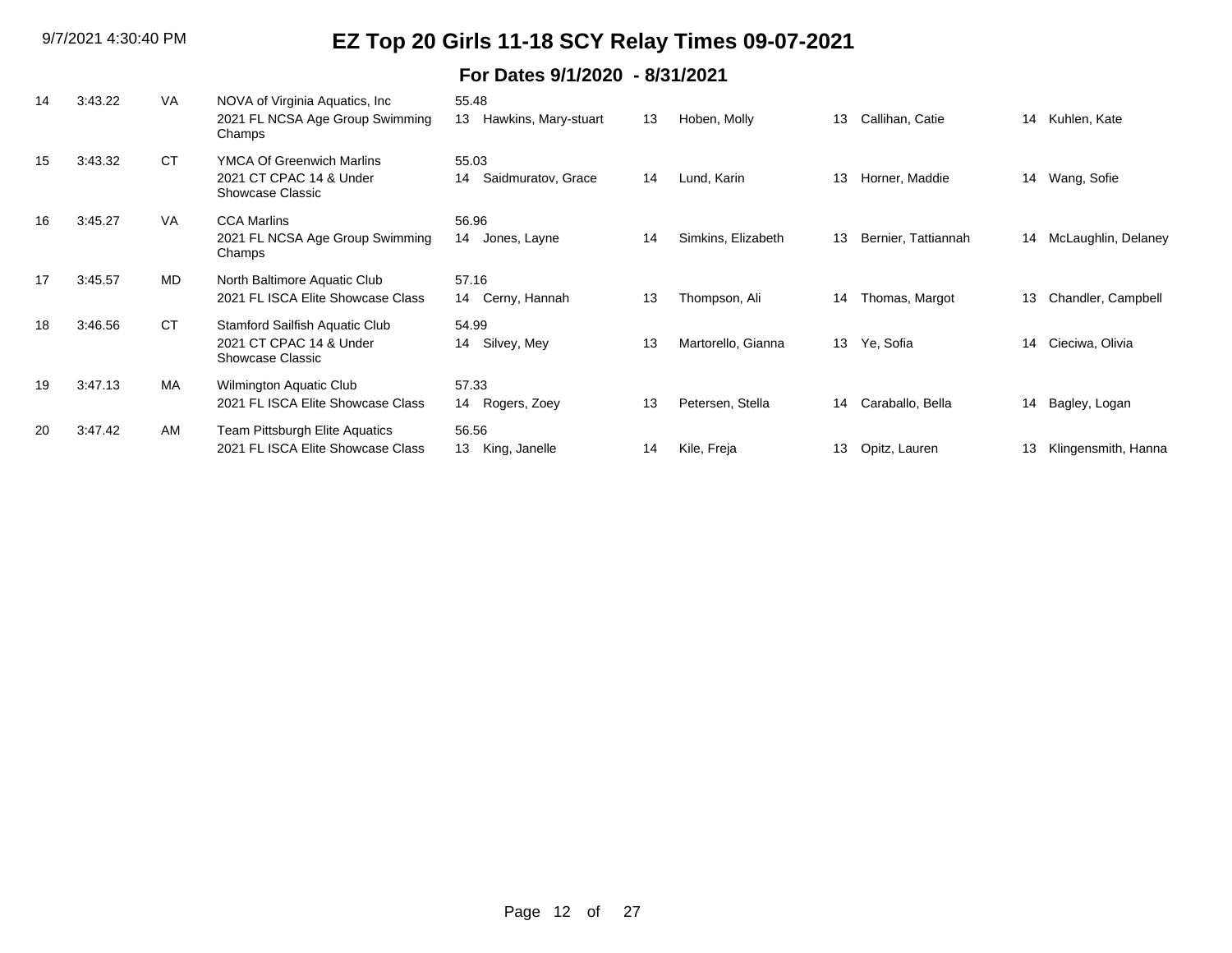# EZ Top 20 Girls 11-18 SCY Relay Times 09-07-2021

## For Dates 9/1/2020 - 8/31/2021

| Rank | Time | LSC | Team / Meet | Lead-off / Swimmer 1 | Age | Swimmer 2 | Age | Swimmer 3 | Age | Swimmer 4 |
|---|---|---|---|---|---|---|---|---|---|---|
| 14 | 3:43.22 | VA | NOVA of Virginia Aquatics, Inc<br>2021 FL NCSA Age Group Swimming Champs | 55.48<br>13 Hawkins, Mary-stuart | 13 | Hoben, Molly | 13 | Callihan, Catie | 14 | Kuhlen, Kate |
| 15 | 3:43.32 | CT | YMCA Of Greenwich Marlins<br>2021 CT CPAC 14 & Under Showcase Classic | 55.03<br>14 Saidmuratov, Grace | 14 | Lund, Karin | 13 | Horner, Maddie | 14 | Wang, Sofie |
| 16 | 3:45.27 | VA | CCA Marlins<br>2021 FL NCSA Age Group Swimming Champs | 56.96<br>14 Jones, Layne | 14 | Simkins, Elizabeth | 13 | Bernier, Tattiannah | 14 | McLaughlin, Delaney |
| 17 | 3:45.57 | MD | North Baltimore Aquatic Club<br>2021 FL ISCA Elite Showcase Class | 57.16<br>14 Cerny, Hannah | 13 | Thompson, Ali | 14 | Thomas, Margot | 13 | Chandler, Campbell |
| 18 | 3:46.56 | CT | Stamford Sailfish Aquatic Club<br>2021 CT CPAC 14 & Under Showcase Classic | 54.99<br>14 Silvey, Mey | 13 | Martorello, Gianna | 13 | Ye, Sofia | 14 | Cieciwa, Olivia |
| 19 | 3:47.13 | MA | Wilmington Aquatic Club<br>2021 FL ISCA Elite Showcase Class | 57.33<br>14 Rogers, Zoey | 13 | Petersen, Stella | 14 | Caraballo, Bella | 14 | Bagley, Logan |
| 20 | 3:47.42 | AM | Team Pittsburgh Elite Aquatics<br>2021 FL ISCA Elite Showcase Class | 56.56<br>13 King, Janelle | 14 | Kile, Freja | 13 | Opitz, Lauren | 13 | Klingensmith, Hanna |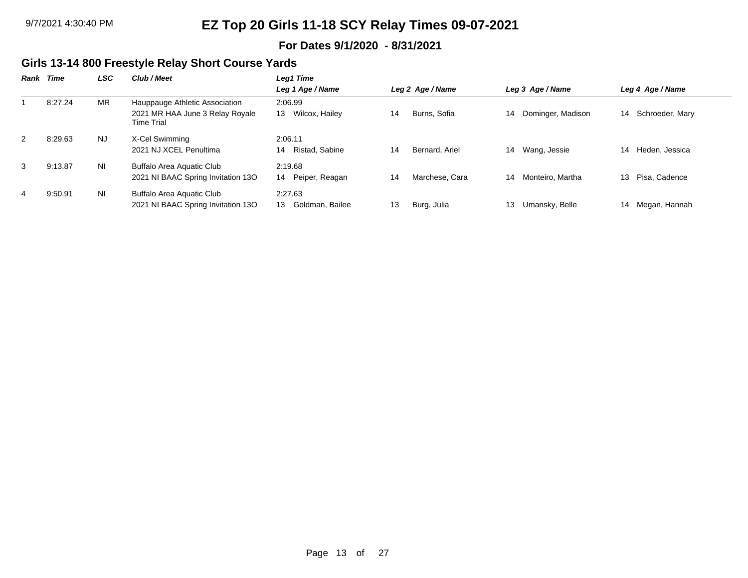# EZ Top 20 Girls 11-18 SCY Relay Times 09-07-2021

**For Dates 9/1/2020 - 8/31/2021**

## Girls 13-14 800 Freestyle Relay Short Course Yards

| Rank | Time | LSC | Club / Meet | Leg1 Time / Leg 1 Age / Name | Leg 2 Age / Name | Leg 3 Age / Name | Leg 4 Age / Name |
|---|---|---|---|---|---|---|---|
| 1 | 8:27.24 | MR | Hauppauge Athletic Association<br>2021 MR HAA June 3 Relay Royale Time Trial | 2:06.99<br>13 Wilcox, Hailey | 14 Burns, Sofia | 14 Dominger, Madison | 14 Schroeder, Mary |
| 2 | 8:29.63 | NJ | X-Cel Swimming<br>2021 NJ XCEL Penultima | 2:06.11<br>14 Ristad, Sabine | 14 Bernard, Ariel | 14 Wang, Jessie | 14 Heden, Jessica |
| 3 | 9:13.87 | NI | Buffalo Area Aquatic Club<br>2021 NI BAAC Spring Invitation 13O | 2:19.68<br>14 Peiper, Reagan | 14 Marchese, Cara | 14 Monteiro, Martha | 13 Pisa, Cadence |
| 4 | 9:50.91 | NI | Buffalo Area Aquatic Club<br>2021 NI BAAC Spring Invitation 13O | 2:27.63<br>13 Goldman, Bailee | 13 Burg, Julia | 13 Umansky, Belle | 14 Megan, Hannah |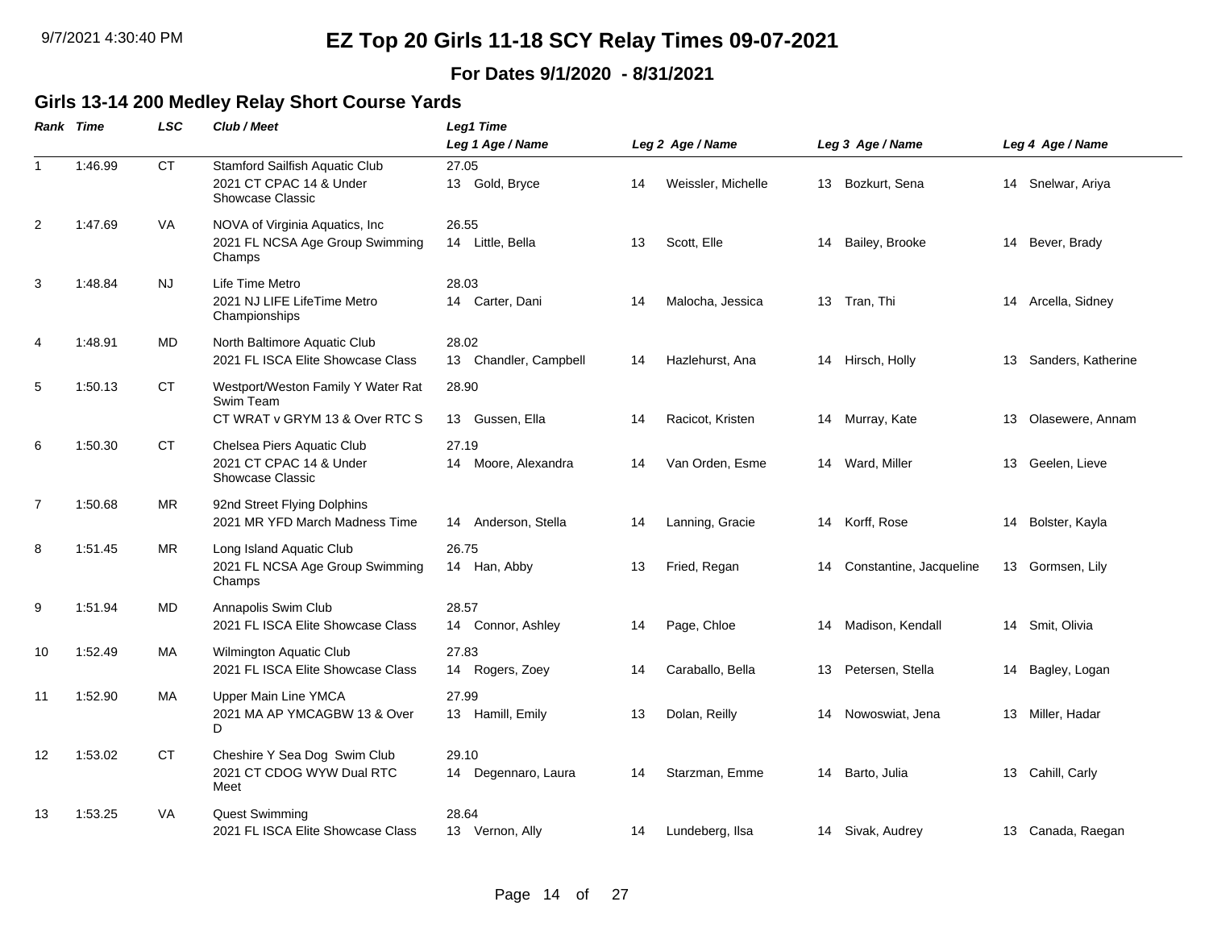# EZ Top 20 Girls 11-18 SCY Relay Times 09-07-2021

**For Dates 9/1/2020 - 8/31/2021**

## Girls 13-14 200 Medley Relay Short Course Yards

| Rank | Time | LSC | Club / Meet | Leg1 Time / Leg 1 Age / Name | Leg 2 Age / Name | Leg 3 Age / Name | Leg 4 Age / Name |
|---|---|---|---|---|---|---|---|
| 1 | 1:46.99 | CT | Stamford Sailfish Aquatic Club<br>2021 CT CPAC 14 & Under Showcase Classic | 27.05<br>13 Gold, Bryce | 14 Weissler, Michelle | 13 Bozkurt, Sena | 14 Snelwar, Ariya |
| 2 | 1:47.69 | VA | NOVA of Virginia Aquatics, Inc<br>2021 FL NCSA Age Group Swimming Champs | 26.55<br>14 Little, Bella | 13 Scott, Elle | 14 Bailey, Brooke | 14 Bever, Brady |
| 3 | 1:48.84 | NJ | Life Time Metro<br>2021 NJ LIFE LifeTime Metro Championships | 28.03<br>14 Carter, Dani | 14 Malocha, Jessica | 13 Tran, Thi | 14 Arcella, Sidney |
| 4 | 1:48.91 | MD | North Baltimore Aquatic Club<br>2021 FL ISCA Elite Showcase Class | 28.02<br>13 Chandler, Campbell | 14 Hazlehurst, Ana | 14 Hirsch, Holly | 13 Sanders, Katherine |
| 5 | 1:50.13 | CT | Westport/Weston Family Y Water Rat Swim Team<br>CT WRAT v GRYM 13 & Over RTC S | 28.90<br>13 Gussen, Ella | 14 Racicot, Kristen | 14 Murray, Kate | 13 Olasewere, Annam |
| 6 | 1:50.30 | CT | Chelsea Piers Aquatic Club<br>2021 CT CPAC 14 & Under Showcase Classic | 27.19<br>14 Moore, Alexandra | 14 Van Orden, Esme | 14 Ward, Miller | 13 Geelen, Lieve |
| 7 | 1:50.68 | MR | 92nd Street Flying Dolphins<br>2021 MR YFD March Madness Time | 14 Anderson, Stella | 14 Lanning, Gracie | 14 Korff, Rose | 14 Bolster, Kayla |
| 8 | 1:51.45 | MR | Long Island Aquatic Club<br>2021 FL NCSA Age Group Swimming Champs | 26.75<br>14 Han, Abby | 13 Fried, Regan | 14 Constantine, Jacqueline | 13 Gormsen, Lily |
| 9 | 1:51.94 | MD | Annapolis Swim Club<br>2021 FL ISCA Elite Showcase Class | 28.57<br>14 Connor, Ashley | 14 Page, Chloe | 14 Madison, Kendall | 14 Smit, Olivia |
| 10 | 1:52.49 | MA | Wilmington Aquatic Club<br>2021 FL ISCA Elite Showcase Class | 27.83<br>14 Rogers, Zoey | 14 Caraballo, Bella | 13 Petersen, Stella | 14 Bagley, Logan |
| 11 | 1:52.90 | MA | Upper Main Line YMCA<br>2021 MA AP YMCAGBW 13 & Over D | 27.99<br>13 Hamill, Emily | 13 Dolan, Reilly | 14 Nowoswiat, Jena | 13 Miller, Hadar |
| 12 | 1:53.02 | CT | Cheshire Y Sea Dog Swim Club<br>2021 CT CDOG WYW Dual RTC Meet | 29.10<br>14 Degennaro, Laura | 14 Starzman, Emme | 14 Barto, Julia | 13 Cahill, Carly |
| 13 | 1:53.25 | VA | Quest Swimming<br>2021 FL ISCA Elite Showcase Class | 28.64<br>13 Vernon, Ally | 14 Lundeberg, Ilsa | 14 Sivak, Audrey | 13 Canada, Raegan |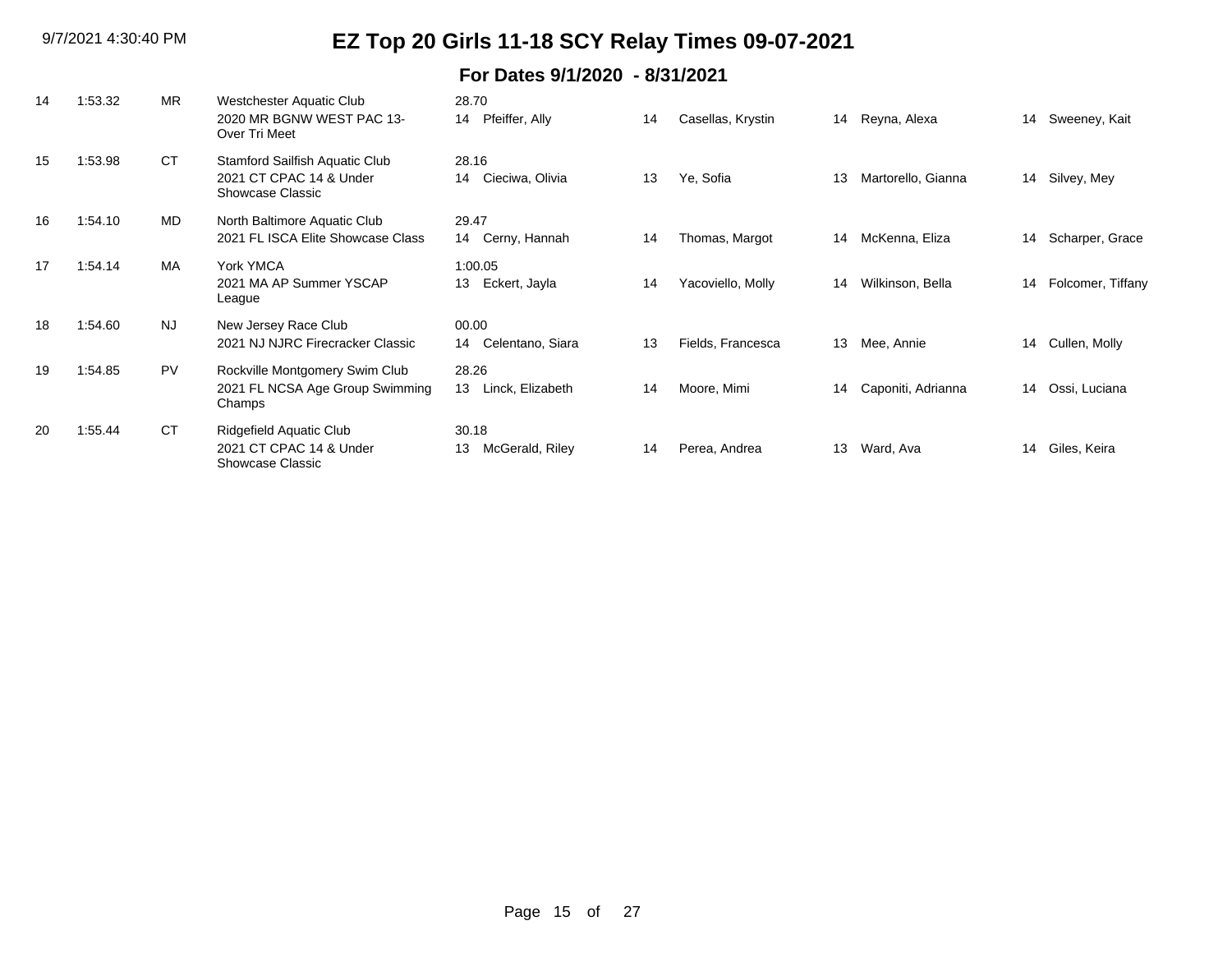# EZ Top 20 Girls 11-18 SCY Relay Times 09-07-2021

## For Dates 9/1/2020 - 8/31/2021

| Rank | Time | LSC | Club / Meet | Lead-off / Swimmer 1 | Age | Swimmer 2 | Age | Swimmer 3 | Age | Swimmer 4 |
|---|---|---|---|---|---|---|---|---|---|---|
| 14 | 1:53.32 | MR | Westchester Aquatic Club<br>2020 MR BGNW WEST PAC 13-Over Tri Meet | 28.70<br>14 Pfeiffer, Ally | 14 | Casellas, Krystin | 14 | Reyna, Alexa | 14 | Sweeney, Kait |
| 15 | 1:53.98 | CT | Stamford Sailfish Aquatic Club<br>2021 CT CPAC 14 & Under Showcase Classic | 28.16<br>14 Cieciwa, Olivia | 13 | Ye, Sofia | 13 | Martorello, Gianna | 14 | Silvey, Mey |
| 16 | 1:54.10 | MD | North Baltimore Aquatic Club<br>2021 FL ISCA Elite Showcase Class | 29.47<br>14 Cerny, Hannah | 14 | Thomas, Margot | 14 | McKenna, Eliza | 14 | Scharper, Grace |
| 17 | 1:54.14 | MA | York YMCA<br>2021 MA AP Summer YSCAP League | 1:00.05<br>13 Eckert, Jayla | 14 | Yacoviello, Molly | 14 | Wilkinson, Bella | 14 | Folcomer, Tiffany |
| 18 | 1:54.60 | NJ | New Jersey Race Club<br>2021 NJ NJRC Firecracker Classic | 00.00<br>14 Celentano, Siara | 13 | Fields, Francesca | 13 | Mee, Annie | 14 | Cullen, Molly |
| 19 | 1:54.85 | PV | Rockville Montgomery Swim Club<br>2021 FL NCSA Age Group Swimming Champs | 28.26<br>13 Linck, Elizabeth | 14 | Moore, Mimi | 14 | Caponiti, Adrianna | 14 | Ossi, Luciana |
| 20 | 1:55.44 | CT | Ridgefield Aquatic Club<br>2021 CT CPAC 14 & Under Showcase Classic | 30.18<br>13 McGerald, Riley | 14 | Perea, Andrea | 13 | Ward, Ava | 14 | Giles, Keira |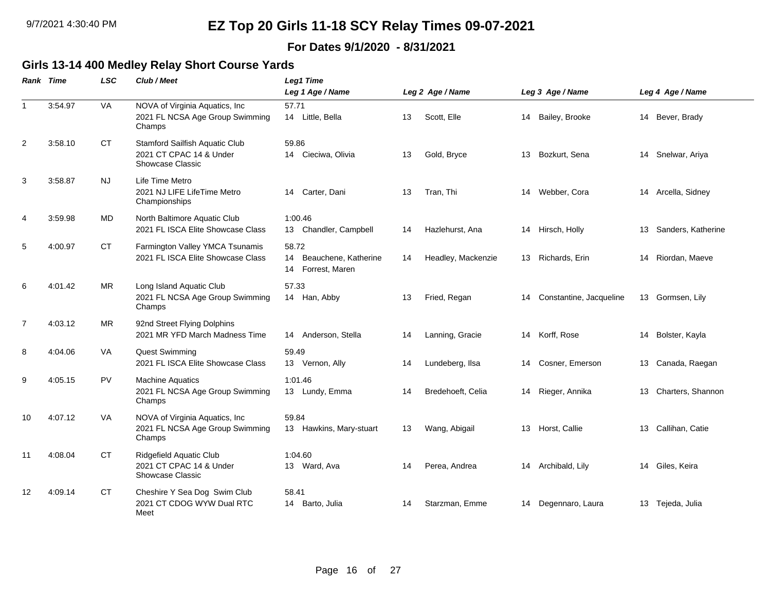# EZ Top 20 Girls 11-18 SCY Relay Times 09-07-2021

**For Dates 9/1/2020 - 8/31/2021**

## Girls 13-14 400 Medley Relay Short Course Yards

| Rank | Time | LSC | Club / Meet | Leg1 Time / Leg 1 Age / Name | Leg 2 Age / Name | Leg 3 Age / Name | Leg 4 Age / Name |
|---|---|---|---|---|---|---|---|
| 1 | 3:54.97 | VA | NOVA of Virginia Aquatics, Inc<br>2021 FL NCSA Age Group Swimming Champs | 57.71<br>14 Little, Bella | 13 Scott, Elle | 14 Bailey, Brooke | 14 Bever, Brady |
| 2 | 3:58.10 | CT | Stamford Sailfish Aquatic Club<br>2021 CT CPAC 14 & Under Showcase Classic | 59.86<br>14 Cieciwa, Olivia | 13 Gold, Bryce | 13 Bozkurt, Sena | 14 Snelwar, Ariya |
| 3 | 3:58.87 | NJ | Life Time Metro<br>2021 NJ LIFE LifeTime Metro Championships | 14 Carter, Dani | 13 Tran, Thi | 14 Webber, Cora | 14 Arcella, Sidney |
| 4 | 3:59.98 | MD | North Baltimore Aquatic Club<br>2021 FL ISCA Elite Showcase Class | 1:00.46<br>13 Chandler, Campbell | 14 Hazlehurst, Ana | 14 Hirsch, Holly | 13 Sanders, Katherine |
| 5 | 4:00.97 | CT | Farmington Valley YMCA Tsunamis<br>2021 FL ISCA Elite Showcase Class | 58.72<br>14 Beauchene, Katherine<br>14 Forrest, Maren | 14 Headley, Mackenzie | 13 Richards, Erin | 14 Riordan, Maeve |
| 6 | 4:01.42 | MR | Long Island Aquatic Club<br>2021 FL NCSA Age Group Swimming Champs | 57.33<br>14 Han, Abby | 13 Fried, Regan | 14 Constantine, Jacqueline | 13 Gormsen, Lily |
| 7 | 4:03.12 | MR | 92nd Street Flying Dolphins<br>2021 MR YFD March Madness Time | 14 Anderson, Stella | 14 Lanning, Gracie | 14 Korff, Rose | 14 Bolster, Kayla |
| 8 | 4:04.06 | VA | Quest Swimming<br>2021 FL ISCA Elite Showcase Class | 59.49<br>13 Vernon, Ally | 14 Lundeberg, Ilsa | 14 Cosner, Emerson | 13 Canada, Raegan |
| 9 | 4:05.15 | PV | Machine Aquatics<br>2021 FL NCSA Age Group Swimming Champs | 1:01.46<br>13 Lundy, Emma | 14 Bredehoeft, Celia | 14 Rieger, Annika | 13 Charters, Shannon |
| 10 | 4:07.12 | VA | NOVA of Virginia Aquatics, Inc<br>2021 FL NCSA Age Group Swimming Champs | 59.84<br>13 Hawkins, Mary-stuart | 13 Wang, Abigail | 13 Horst, Callie | 13 Callihan, Catie |
| 11 | 4:08.04 | CT | Ridgefield Aquatic Club<br>2021 CT CPAC 14 & Under Showcase Classic | 1:04.60<br>13 Ward, Ava | 14 Perea, Andrea | 14 Archibald, Lily | 14 Giles, Keira |
| 12 | 4:09.14 | CT | Cheshire Y Sea Dog Swim Club<br>2021 CT CDOG WYW Dual RTC Meet | 58.41<br>14 Barto, Julia | 14 Starzman, Emme | 14 Degennaro, Laura | 13 Tejeda, Julia |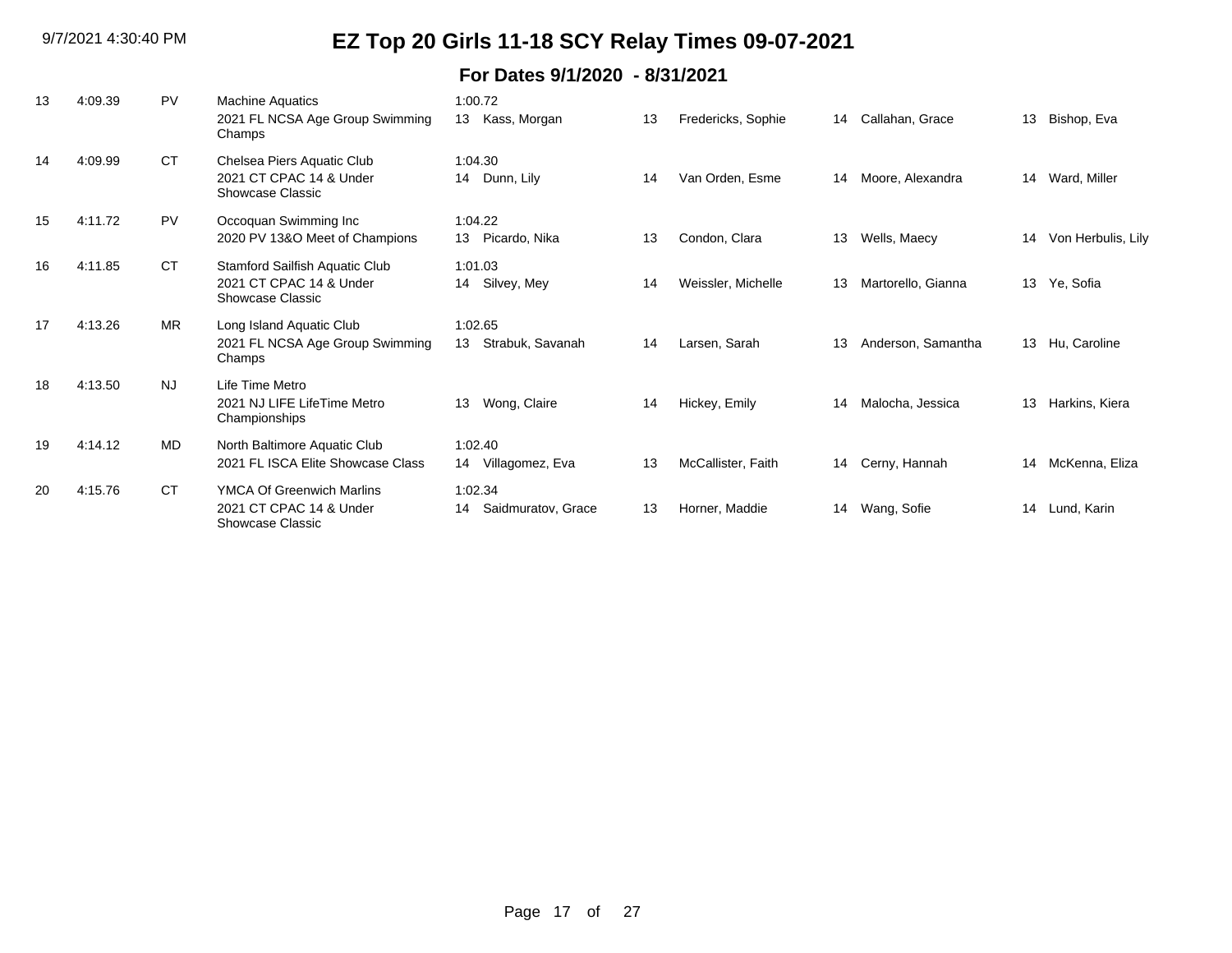# EZ Top 20 Girls 11-18 SCY Relay Times 09-07-2021

## For Dates 9/1/2020 - 8/31/2021

| Rank | Time | LSC | Team / Meet | Lead-off / Swimmer 1 | Age | Swimmer 2 | Age | Swimmer 3 | Age | Swimmer 4 |
|---|---|---|---|---|---|---|---|---|---|---|
| 13 | 4:09.39 | PV | Machine Aquatics<br>2021 FL NCSA Age Group Swimming Champs | 1:00.72<br>13 Kass, Morgan | 13 | Fredericks, Sophie | 14 | Callahan, Grace | 13 | Bishop, Eva |
| 14 | 4:09.99 | CT | Chelsea Piers Aquatic Club<br>2021 CT CPAC 14 & Under Showcase Classic | 1:04.30<br>14 Dunn, Lily | 14 | Van Orden, Esme | 14 | Moore, Alexandra | 14 | Ward, Miller |
| 15 | 4:11.72 | PV | Occoquan Swimming Inc<br>2020 PV 13&O Meet of Champions | 1:04.22<br>13 Picardo, Nika | 13 | Condon, Clara | 13 | Wells, Maecy | 14 | Von Herbulis, Lily |
| 16 | 4:11.85 | CT | Stamford Sailfish Aquatic Club<br>2021 CT CPAC 14 & Under Showcase Classic | 1:01.03<br>14 Silvey, Mey | 14 | Weissler, Michelle | 13 | Martorello, Gianna | 13 | Ye, Sofia |
| 17 | 4:13.26 | MR | Long Island Aquatic Club<br>2021 FL NCSA Age Group Swimming Champs | 1:02.65<br>13 Strabuk, Savanah | 14 | Larsen, Sarah | 13 | Anderson, Samantha | 13 | Hu, Caroline |
| 18 | 4:13.50 | NJ | Life Time Metro<br>2021 NJ LIFE LifeTime Metro Championships | 13 Wong, Claire | 14 | Hickey, Emily | 14 | Malocha, Jessica | 13 | Harkins, Kiera |
| 19 | 4:14.12 | MD | North Baltimore Aquatic Club<br>2021 FL ISCA Elite Showcase Class | 1:02.40<br>14 Villagomez, Eva | 13 | McCallister, Faith | 14 | Cerny, Hannah | 14 | McKenna, Eliza |
| 20 | 4:15.76 | CT | YMCA Of Greenwich Marlins<br>2021 CT CPAC 14 & Under Showcase Classic | 1:02.34<br>14 Saidmuratov, Grace | 13 | Horner, Maddie | 14 | Wang, Sofie | 14 | Lund, Karin |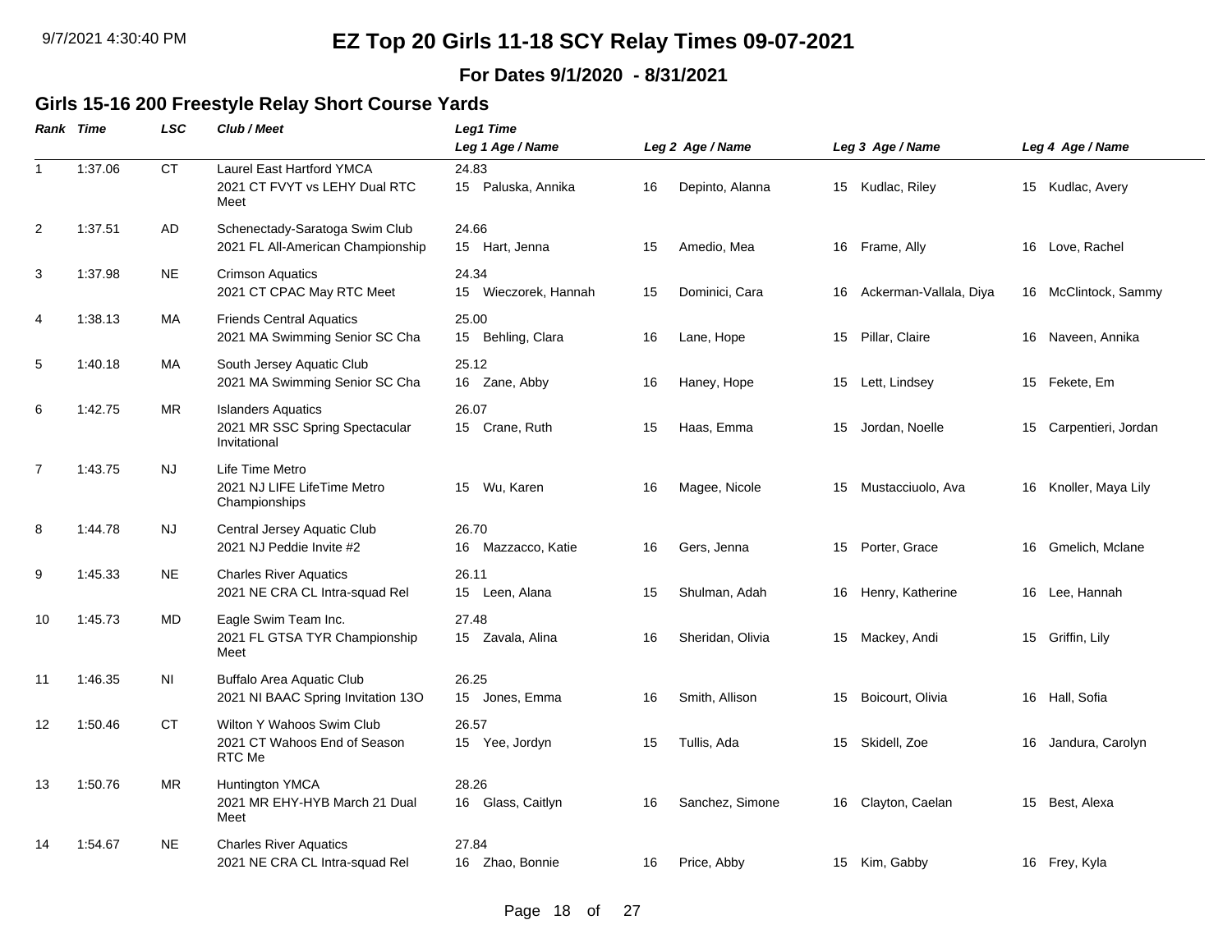# EZ Top 20 Girls 11-18 SCY Relay Times 09-07-2021

**For Dates 9/1/2020 - 8/31/2021**

## Girls 15-16 200 Freestyle Relay Short Course Yards

| Rank | Time | LSC | Club / Meet | Leg1 Time / Leg 1 Age / Name | Leg 2 Age / Name | Leg 3 Age / Name | Leg 4 Age / Name |
|---|---|---|---|---|---|---|---|
| 1 | 1:37.06 | CT | Laurel East Hartford YMCA<br>2021 CT FVYT vs LEHY Dual RTC Meet | 24.83<br>15 Paluska, Annika | 16 Depinto, Alanna | 15 Kudlac, Riley | 15 Kudlac, Avery |
| 2 | 1:37.51 | AD | Schenectady-Saratoga Swim Club<br>2021 FL All-American Championship | 24.66<br>15 Hart, Jenna | 15 Amedio, Mea | 16 Frame, Ally | 16 Love, Rachel |
| 3 | 1:37.98 | NE | Crimson Aquatics<br>2021 CT CPAC May RTC Meet | 24.34<br>15 Wieczorek, Hannah | 15 Dominici, Cara | 16 Ackerman-Vallala, Diya | 16 McClintock, Sammy |
| 4 | 1:38.13 | MA | Friends Central Aquatics<br>2021 MA Swimming Senior SC Cha | 25.00<br>15 Behling, Clara | 16 Lane, Hope | 15 Pillar, Claire | 16 Naveen, Annika |
| 5 | 1:40.18 | MA | South Jersey Aquatic Club<br>2021 MA Swimming Senior SC Cha | 25.12<br>16 Zane, Abby | 16 Haney, Hope | 15 Lett, Lindsey | 15 Fekete, Em |
| 6 | 1:42.75 | MR | Islanders Aquatics<br>2021 MR SSC Spring Spectacular Invitational | 26.07<br>15 Crane, Ruth | 15 Haas, Emma | 15 Jordan, Noelle | 15 Carpentieri, Jordan |
| 7 | 1:43.75 | NJ | Life Time Metro<br>2021 NJ LIFE LifeTime Metro Championships | 15 Wu, Karen | 16 Magee, Nicole | 15 Mustacciuolo, Ava | 16 Knoller, Maya Lily |
| 8 | 1:44.78 | NJ | Central Jersey Aquatic Club<br>2021 NJ Peddie Invite #2 | 26.70<br>16 Mazzacco, Katie | 16 Gers, Jenna | 15 Porter, Grace | 16 Gmelich, Mclane |
| 9 | 1:45.33 | NE | Charles River Aquatics<br>2021 NE CRA CL Intra-squad Rel | 26.11<br>15 Leen, Alana | 15 Shulman, Adah | 16 Henry, Katherine | 16 Lee, Hannah |
| 10 | 1:45.73 | MD | Eagle Swim Team Inc.<br>2021 FL GTSA TYR Championship Meet | 27.48<br>15 Zavala, Alina | 16 Sheridan, Olivia | 15 Mackey, Andi | 15 Griffin, Lily |
| 11 | 1:46.35 | NI | Buffalo Area Aquatic Club<br>2021 NI BAAC Spring Invitation 13O | 26.25<br>15 Jones, Emma | 16 Smith, Allison | 15 Boicourt, Olivia | 16 Hall, Sofia |
| 12 | 1:50.46 | CT | Wilton Y Wahoos Swim Club<br>2021 CT Wahoos End of Season RTC Me | 26.57<br>15 Yee, Jordyn | 15 Tullis, Ada | 15 Skidell, Zoe | 16 Jandura, Carolyn |
| 13 | 1:50.76 | MR | Huntington YMCA<br>2021 MR EHY-HYB March 21 Dual Meet | 28.26<br>16 Glass, Caitlyn | 16 Sanchez, Simone | 16 Clayton, Caelan | 15 Best, Alexa |
| 14 | 1:54.67 | NE | Charles River Aquatics<br>2021 NE CRA CL Intra-squad Rel | 27.84<br>16 Zhao, Bonnie | 16 Price, Abby | 15 Kim, Gabby | 16 Frey, Kyla |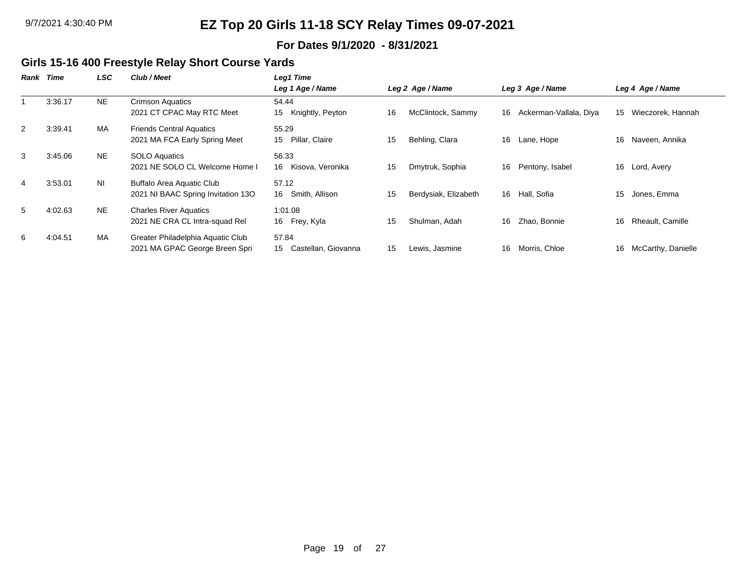# EZ Top 20 Girls 11-18 SCY Relay Times 09-07-2021

**For Dates 9/1/2020 - 8/31/2021**

## Girls 15-16 400 Freestyle Relay Short Course Yards

| Rank | Time | LSC | Club / Meet | Leg1 Time / Leg 1 Age / Name | Leg 2 Age / Name | Leg 3 Age / Name | Leg 4 Age / Name |
|---|---|---|---|---|---|---|---|
| 1 | 3:36.17 | NE | Crimson Aquatics<br>2021 CT CPAC May RTC Meet | 54.44<br>15 Knightly, Peyton | 16 McClintock, Sammy | 16 Ackerman-Vallala, Diya | 15 Wieczorek, Hannah |
| 2 | 3:39.41 | MA | Friends Central Aquatics<br>2021 MA FCA Early Spring Meet | 55.29<br>15 Pillar, Claire | 15 Behling, Clara | 16 Lane, Hope | 16 Naveen, Annika |
| 3 | 3:45.06 | NE | SOLO Aquatics<br>2021 NE SOLO CL Welcome Home I | 56.33<br>16 Kisova, Veronika | 15 Dmytruk, Sophia | 16 Pentony, Isabel | 16 Lord, Avery |
| 4 | 3:53.01 | NI | Buffalo Area Aquatic Club<br>2021 NI BAAC Spring Invitation 13O | 57.12<br>16 Smith, Allison | 15 Berdysiak, Elizabeth | 16 Hall, Sofia | 15 Jones, Emma |
| 5 | 4:02.63 | NE | Charles River Aquatics<br>2021 NE CRA CL Intra-squad Rel | 1:01.08<br>16 Frey, Kyla | 15 Shulman, Adah | 16 Zhao, Bonnie | 16 Rheault, Camille |
| 6 | 4:04.51 | MA | Greater Philadelphia Aquatic Club<br>2021 MA GPAC George Breen Spri | 57.84<br>15 Castellan, Giovanna | 15 Lewis, Jasmine | 16 Morris, Chloe | 16 McCarthy, Danielle |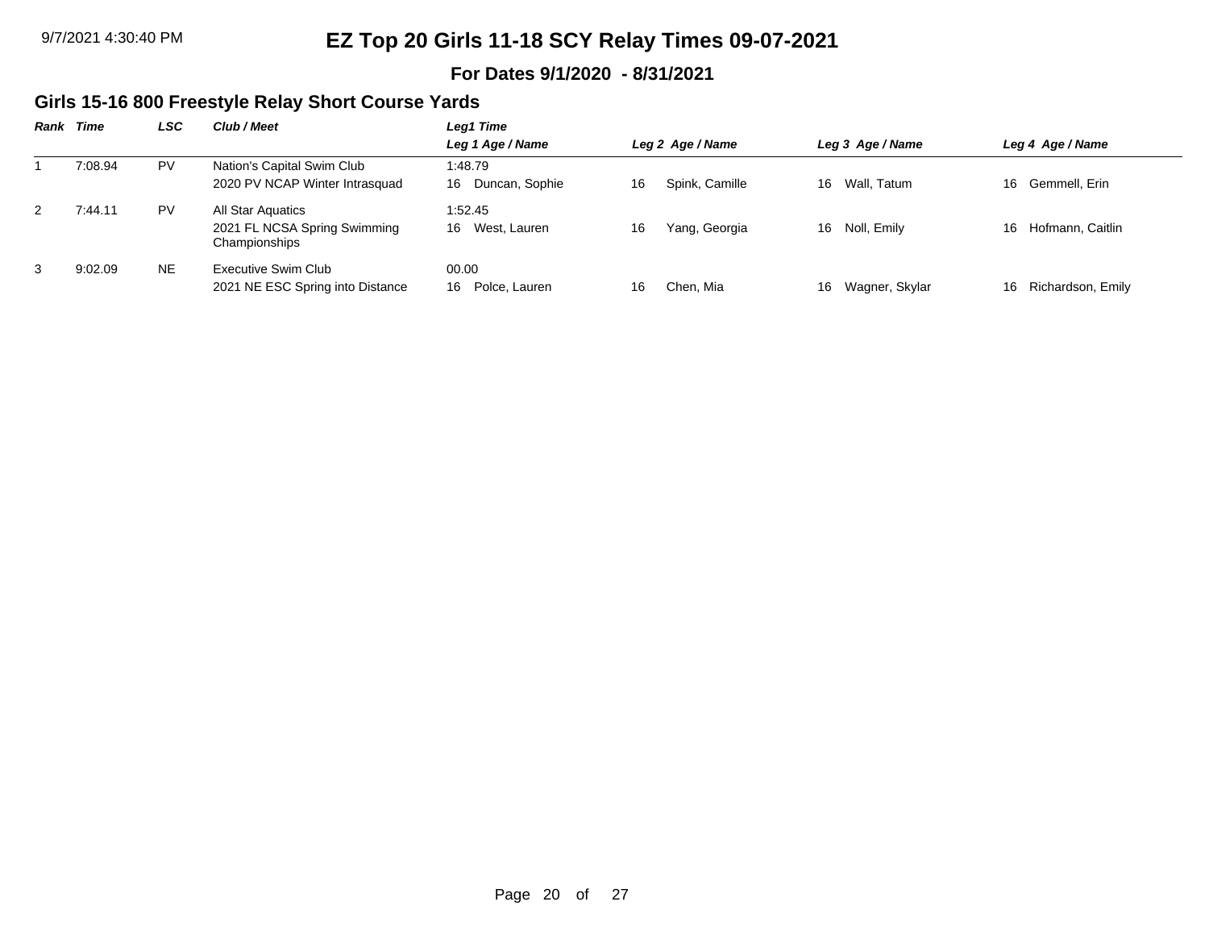# EZ Top 20 Girls 11-18 SCY Relay Times 09-07-2021

**For Dates 9/1/2020 - 8/31/2021**

## Girls 15-16 800 Freestyle Relay Short Course Yards

| Rank | Time | LSC | Club / Meet | Leg1 Time / Leg 1 Age / Name | Leg 2 Age / Name | Leg 3 Age / Name | Leg 4 Age / Name |
|---|---|---|---|---|---|---|---|
| 1 | 7:08.94 | PV | Nation's Capital Swim Club<br>2020 PV NCAP Winter Intrasquad | 1:48.79<br>16 Duncan, Sophie | 16 Spink, Camille | 16 Wall, Tatum | 16 Gemmell, Erin |
| 2 | 7:44.11 | PV | All Star Aquatics<br>2021 FL NCSA Spring Swimming Championships | 1:52.45<br>16 West, Lauren | 16 Yang, Georgia | 16 Noll, Emily | 16 Hofmann, Caitlin |
| 3 | 9:02.09 | NE | Executive Swim Club<br>2021 NE ESC Spring into Distance | 00.00<br>16 Polce, Lauren | 16 Chen, Mia | 16 Wagner, Skylar | 16 Richardson, Emily |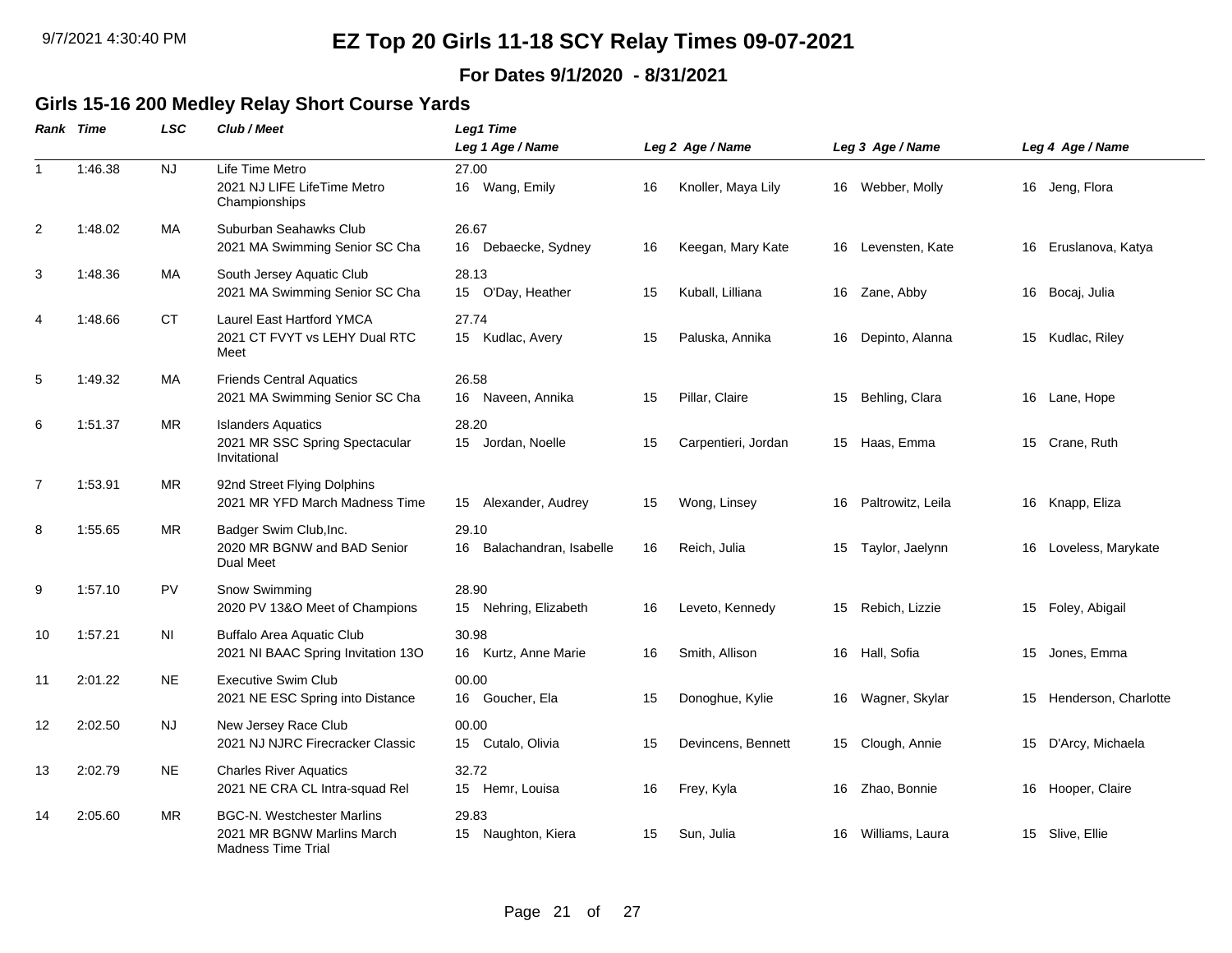# EZ Top 20 Girls 11-18 SCY Relay Times 09-07-2021

**For Dates 9/1/2020 - 8/31/2021**

## Girls 15-16 200 Medley Relay Short Course Yards

| Rank | Time | LSC | Club / Meet | Leg1 Time / Leg 1 Age / Name | Leg 2 Age / Name | Leg 3 Age / Name | Leg 4 Age / Name |
|---|---|---|---|---|---|---|---|
| 1 | 1:46.38 | NJ | Life Time Metro<br>2021 NJ LIFE LifeTime Metro Championships | 27.00<br>16 Wang, Emily | 16 Knoller, Maya Lily | 16 Webber, Molly | 16 Jeng, Flora |
| 2 | 1:48.02 | MA | Suburban Seahawks Club<br>2021 MA Swimming Senior SC Cha | 26.67<br>16 Debaecke, Sydney | 16 Keegan, Mary Kate | 16 Levensten, Kate | 16 Eruslanova, Katya |
| 3 | 1:48.36 | MA | South Jersey Aquatic Club<br>2021 MA Swimming Senior SC Cha | 28.13<br>15 O'Day, Heather | 15 Kuball, Lilliana | 16 Zane, Abby | 16 Bocaj, Julia |
| 4 | 1:48.66 | CT | Laurel East Hartford YMCA<br>2021 CT FVYT vs LEHY Dual RTC Meet | 27.74<br>15 Kudlac, Avery | 15 Paluska, Annika | 16 Depinto, Alanna | 15 Kudlac, Riley |
| 5 | 1:49.32 | MA | Friends Central Aquatics<br>2021 MA Swimming Senior SC Cha | 26.58<br>16 Naveen, Annika | 15 Pillar, Claire | 15 Behling, Clara | 16 Lane, Hope |
| 6 | 1:51.37 | MR | Islanders Aquatics<br>2021 MR SSC Spring Spectacular Invitational | 28.20<br>15 Jordan, Noelle | 15 Carpentieri, Jordan | 15 Haas, Emma | 15 Crane, Ruth |
| 7 | 1:53.91 | MR | 92nd Street Flying Dolphins<br>2021 MR YFD March Madness Time | 15 Alexander, Audrey | 15 Wong, Linsey | 16 Paltrowitz, Leila | 16 Knapp, Eliza |
| 8 | 1:55.65 | MR | Badger Swim Club,Inc.<br>2020 MR BGNW and BAD Senior Dual Meet | 29.10<br>16 Balachandran, Isabelle | 16 Reich, Julia | 15 Taylor, Jaelynn | 16 Loveless, Marykate |
| 9 | 1:57.10 | PV | Snow Swimming<br>2020 PV 13&O Meet of Champions | 28.90<br>15 Nehring, Elizabeth | 16 Leveto, Kennedy | 15 Rebich, Lizzie | 15 Foley, Abigail |
| 10 | 1:57.21 | NI | Buffalo Area Aquatic Club<br>2021 NI BAAC Spring Invitation 13O | 30.98<br>16 Kurtz, Anne Marie | 16 Smith, Allison | 16 Hall, Sofia | 15 Jones, Emma |
| 11 | 2:01.22 | NE | Executive Swim Club<br>2021 NE ESC Spring into Distance | 00.00<br>16 Goucher, Ela | 15 Donoghue, Kylie | 16 Wagner, Skylar | 15 Henderson, Charlotte |
| 12 | 2:02.50 | NJ | New Jersey Race Club<br>2021 NJ NJRC Firecracker Classic | 00.00<br>15 Cutalo, Olivia | 15 Devincens, Bennett | 15 Clough, Annie | 15 D'Arcy, Michaela |
| 13 | 2:02.79 | NE | Charles River Aquatics<br>2021 NE CRA CL Intra-squad Rel | 32.72<br>15 Hemr, Louisa | 16 Frey, Kyla | 16 Zhao, Bonnie | 16 Hooper, Claire |
| 14 | 2:05.60 | MR | BGC-N. Westchester Marlins<br>2021 MR BGNW Marlins March Madness Time Trial | 29.83<br>15 Naughton, Kiera | 15 Sun, Julia | 16 Williams, Laura | 15 Slive, Ellie |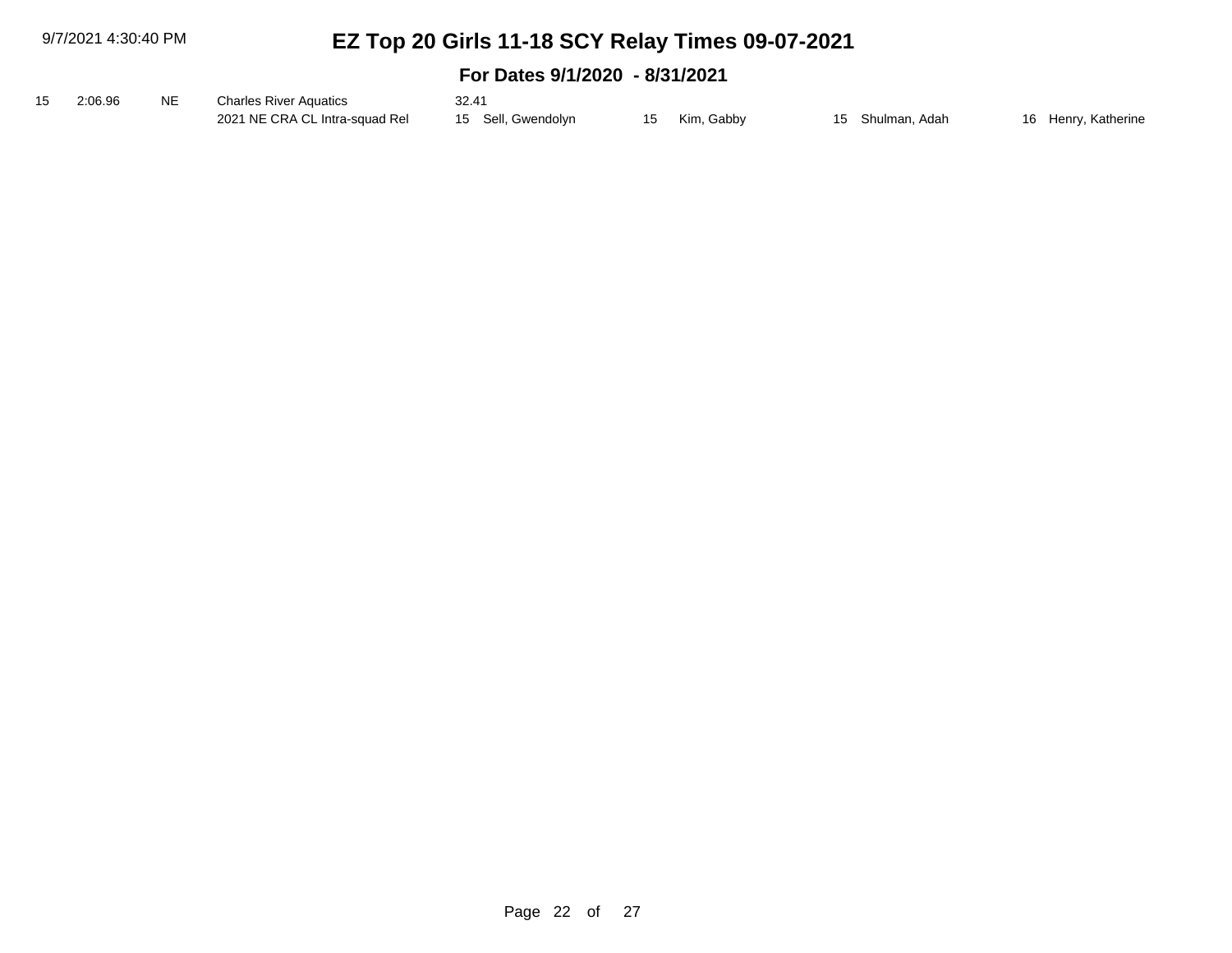# EZ Top 20 Girls 11-18 SCY Relay Times 09-07-2021

## For Dates 9/1/2020 - 8/31/2021

| | | | | | | | |
|---|---|---|---|---|---|---|---|
| 15 | 2:06.96 | NE | Charles River Aquatics | 32.41 | | | |
| | | | 2021 NE CRA CL Intra-squad Rel | 15 Sell, Gwendolyn | 15 Kim, Gabby | 15 Shulman, Adah | 16 Henry, Katherine |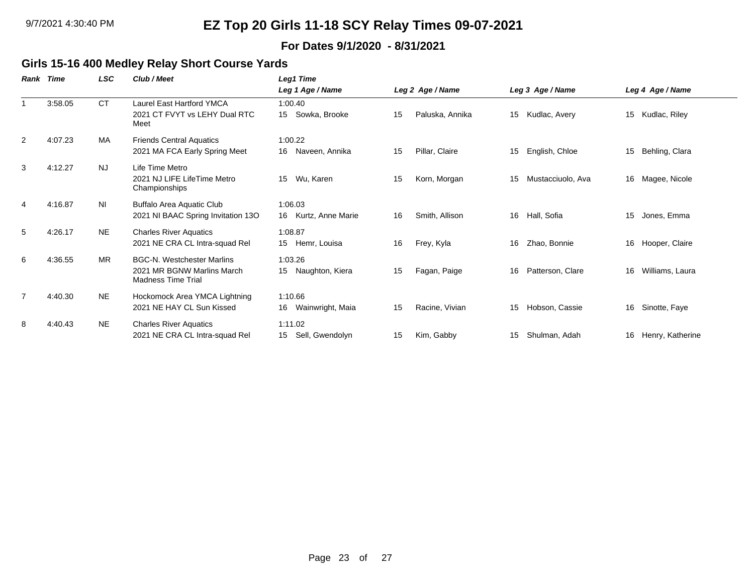9/7/2021 4:30:40 PM

# EZ Top 20 Girls 11-18 SCY Relay Times 09-07-2021

**For Dates 9/1/2020 - 8/31/2021**

## Girls 15-16 400 Medley Relay Short Course Yards

| Rank | Time | LSC | Club / Meet | Leg1 Time / Leg 1 Age / Name | Leg 2 Age / Name | Leg 3 Age / Name | Leg 4 Age / Name |
|---|---|---|---|---|---|---|---|
| 1 | 3:58.05 | CT | Laurel East Hartford YMCA<br>2021 CT FVYT vs LEHY Dual RTC Meet | 1:00.40<br>15 Sowka, Brooke | 15 Paluska, Annika | 15 Kudlac, Avery | 15 Kudlac, Riley |
| 2 | 4:07.23 | MA | Friends Central Aquatics<br>2021 MA FCA Early Spring Meet | 1:00.22<br>16 Naveen, Annika | 15 Pillar, Claire | 15 English, Chloe | 15 Behling, Clara |
| 3 | 4:12.27 | NJ | Life Time Metro<br>2021 NJ LIFE LifeTime Metro Championships | 15 Wu, Karen | 15 Korn, Morgan | 15 Mustacciuolo, Ava | 16 Magee, Nicole |
| 4 | 4:16.87 | NI | Buffalo Area Aquatic Club<br>2021 NI BAAC Spring Invitation 13O | 1:06.03<br>16 Kurtz, Anne Marie | 16 Smith, Allison | 16 Hall, Sofia | 15 Jones, Emma |
| 5 | 4:26.17 | NE | Charles River Aquatics<br>2021 NE CRA CL Intra-squad Rel | 1:08.87<br>15 Hemr, Louisa | 16 Frey, Kyla | 16 Zhao, Bonnie | 16 Hooper, Claire |
| 6 | 4:36.55 | MR | BGC-N. Westchester Marlins<br>2021 MR BGNW Marlins March Madness Time Trial | 1:03.26<br>15 Naughton, Kiera | 15 Fagan, Paige | 16 Patterson, Clare | 16 Williams, Laura |
| 7 | 4:40.30 | NE | Hockomock Area YMCA Lightning<br>2021 NE HAY CL Sun Kissed | 1:10.66<br>16 Wainwright, Maia | 15 Racine, Vivian | 15 Hobson, Cassie | 16 Sinotte, Faye |
| 8 | 4:40.43 | NE | Charles River Aquatics<br>2021 NE CRA CL Intra-squad Rel | 1:11.02<br>15 Sell, Gwendolyn | 15 Kim, Gabby | 15 Shulman, Adah | 16 Henry, Katherine |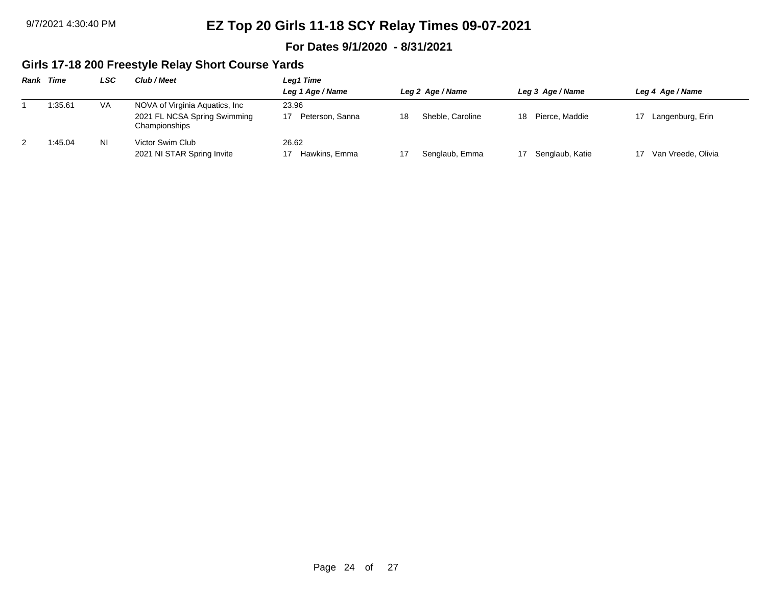# EZ Top 20 Girls 11-18 SCY Relay Times 09-07-2021

**For Dates 9/1/2020 - 8/31/2021**

## Girls 17-18 200 Freestyle Relay Short Course Yards

| Rank | Time | LSC | Club / Meet | Leg1 Time / Leg 1 Age / Name | Leg 2 Age / Name | Leg 3 Age / Name | Leg 4 Age / Name |
|---|---|---|---|---|---|---|---|
| 1 | 1:35.61 | VA | NOVA of Virginia Aquatics, Inc | 23.96 | | | |
| | | | 2021 FL NCSA Spring Swimming Championships | 17 Peterson, Sanna | 18 Sheble, Caroline | 18 Pierce, Maddie | 17 Langenburg, Erin |
| 2 | 1:45.04 | NI | Victor Swim Club | 26.62 | | | |
| | | | 2021 NI STAR Spring Invite | 17 Hawkins, Emma | 17 Senglaub, Emma | 17 Senglaub, Katie | 17 Van Vreede, Olivia |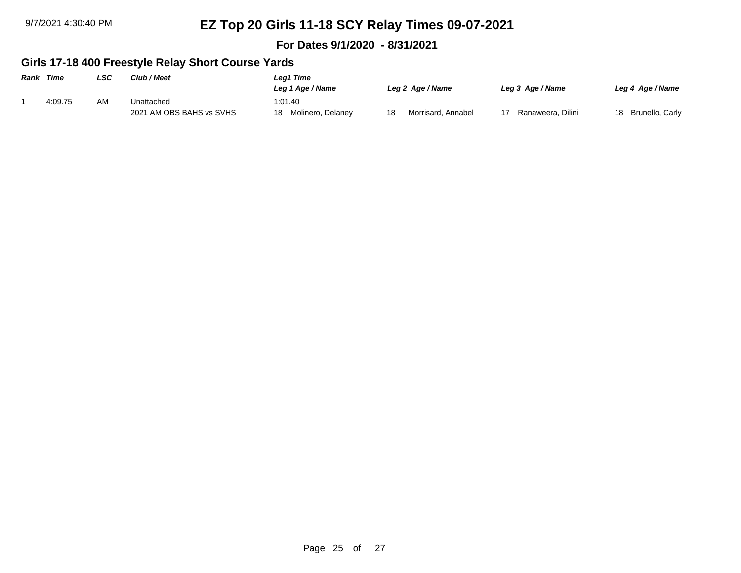# EZ Top 20 Girls 11-18 SCY Relay Times 09-07-2021

**For Dates 9/1/2020 - 8/31/2021**

## Girls 17-18 400 Freestyle Relay Short Course Yards

| *Rank* | *Time* | *LSC* | *Club / Meet* | *Leg1 Time* | | | |
|---|---|---|---|---|---|---|---|
| | | | | *Leg 1 Age / Name* | *Leg 2 Age / Name* | *Leg 3 Age / Name* | *Leg 4 Age / Name* |
| 1 | 4:09.75 | AM | Unattached | 1:01.40 | | | |
| | | | 2021 AM OBS BAHS vs SVHS | 18 Molinero, Delaney | 18 Morrisard, Annabel | 17 Ranaweera, Dilini | 18 Brunello, Carly |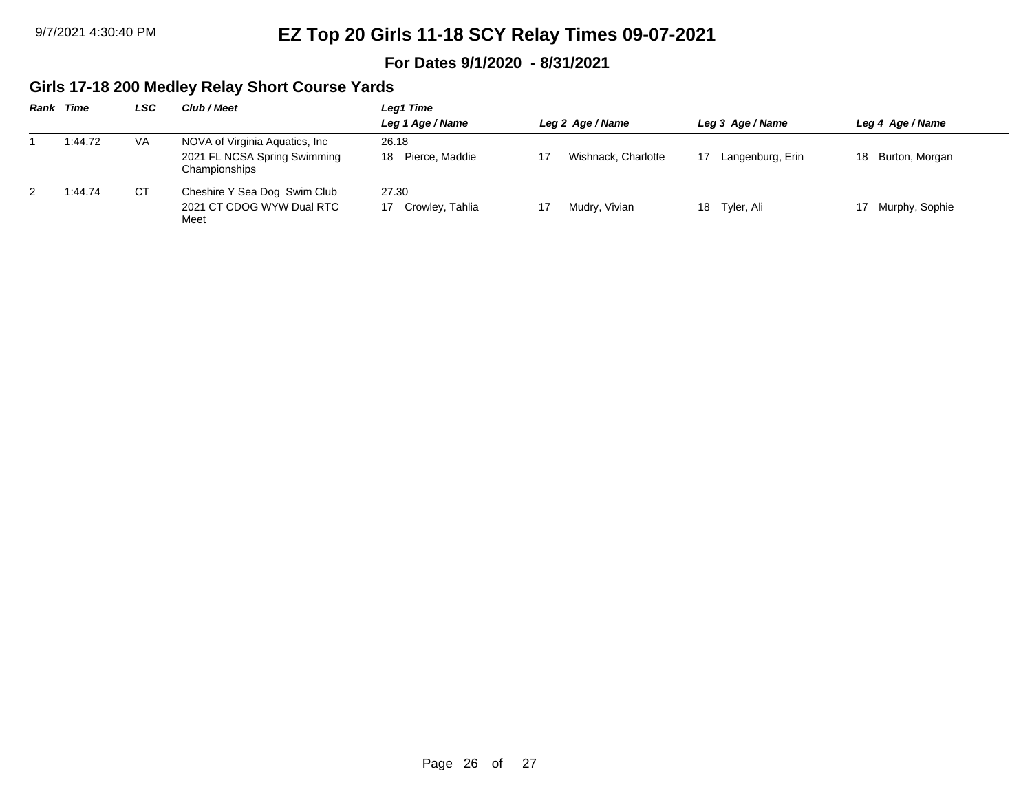# EZ Top 20 Girls 11-18 SCY Relay Times 09-07-2021

**For Dates 9/1/2020 - 8/31/2021**

## Girls 17-18 200 Medley Relay Short Course Yards

| Rank | Time | LSC | Club / Meet | Leg1 Time / Leg 1 Age / Name | Leg 2 Age / Name | Leg 3 Age / Name | Leg 4 Age / Name |
|---|---|---|---|---|---|---|---|
| 1 | 1:44.72 | VA | NOVA of Virginia Aquatics, Inc<br>2021 FL NCSA Spring Swimming Championships | 26.18<br>18 Pierce, Maddie | 17 Wishnack, Charlotte | 17 Langenburg, Erin | 18 Burton, Morgan |
| 2 | 1:44.74 | CT | Cheshire Y Sea Dog Swim Club<br>2021 CT CDOG WYW Dual RTC Meet | 27.30<br>17 Crowley, Tahlia | 17 Mudry, Vivian | 18 Tyler, Ali | 17 Murphy, Sophie |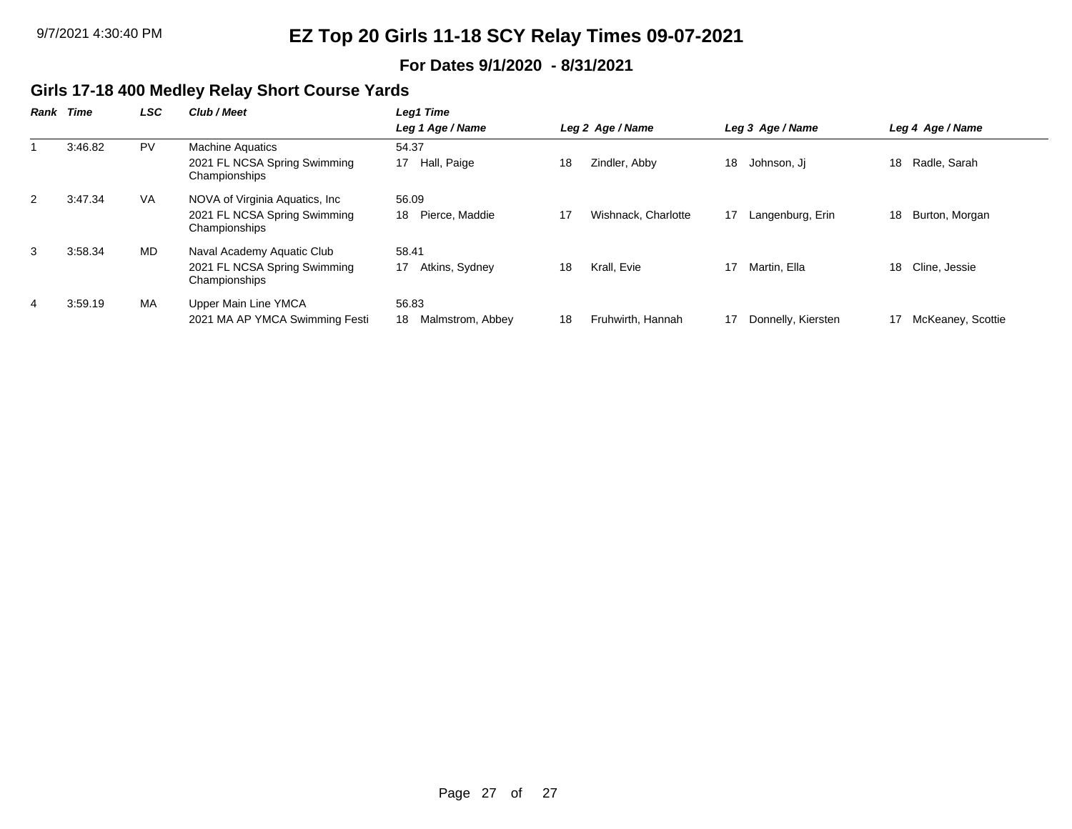# EZ Top 20 Girls 11-18 SCY Relay Times 09-07-2021

**For Dates 9/1/2020 - 8/31/2021**

## Girls 17-18 400 Medley Relay Short Course Yards

| Rank | Time | LSC | Club / Meet | Leg1 Time / Leg 1 Age / Name | Leg 2 Age / Name | Leg 3 Age / Name | Leg 4 Age / Name |
|---|---|---|---|---|---|---|---|
| 1 | 3:46.82 | PV | Machine Aquatics<br>2021 FL NCSA Spring Swimming Championships | 54.37<br>17 Hall, Paige | 18 Zindler, Abby | 18 Johnson, Jj | 18 Radle, Sarah |
| 2 | 3:47.34 | VA | NOVA of Virginia Aquatics, Inc<br>2021 FL NCSA Spring Swimming Championships | 56.09<br>18 Pierce, Maddie | 17 Wishnack, Charlotte | 17 Langenburg, Erin | 18 Burton, Morgan |
| 3 | 3:58.34 | MD | Naval Academy Aquatic Club<br>2021 FL NCSA Spring Swimming Championships | 58.41<br>17 Atkins, Sydney | 18 Krall, Evie | 17 Martin, Ella | 18 Cline, Jessie |
| 4 | 3:59.19 | MA | Upper Main Line YMCA<br>2021 MA AP YMCA Swimming Festi | 56.83<br>18 Malmstrom, Abbey | 18 Fruhwirth, Hannah | 17 Donnelly, Kiersten | 17 McKeaney, Scottie |